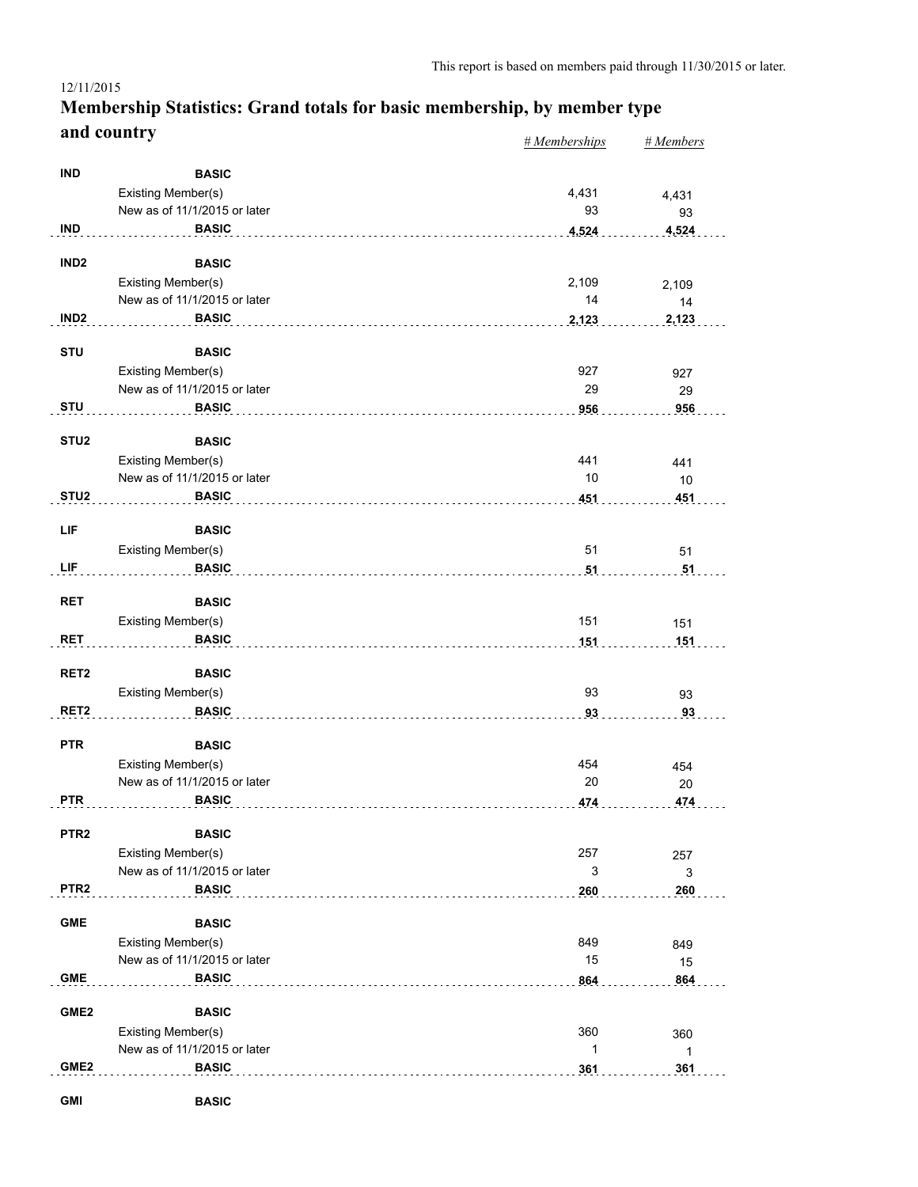This report is based on members paid through 11/30/2015 or later.

12/11/2015

# Membership Statistics: Grand totals for basic membership, by member type and country

| | | | # Memberships | # Members |
|---|---|---|---|---|
| IND | | BASIC | | |
| | Existing Member(s) | | 4,431 | 4,431 |
| | New as of 11/1/2015 or later | | 93 | 93 |
| IND | | BASIC | **4,524** | **4,524** |
| IND2 | | BASIC | | |
| | Existing Member(s) | | 2,109 | 2,109 |
| | New as of 11/1/2015 or later | | 14 | 14 |
| IND2 | | BASIC | **2,123** | **2,123** |
| STU | | BASIC | | |
| | Existing Member(s) | | 927 | 927 |
| | New as of 11/1/2015 or later | | 29 | 29 |
| STU | | BASIC | **956** | **956** |
| STU2 | | BASIC | | |
| | Existing Member(s) | | 441 | 441 |
| | New as of 11/1/2015 or later | | 10 | 10 |
| STU2 | | BASIC | **451** | **451** |
| LIF | | BASIC | | |
| | Existing Member(s) | | 51 | 51 |
| LIF | | BASIC | **51** | **51** |
| RET | | BASIC | | |
| | Existing Member(s) | | 151 | 151 |
| RET | | BASIC | **151** | **151** |
| RET2 | | BASIC | | |
| | Existing Member(s) | | 93 | 93 |
| RET2 | | BASIC | **93** | **93** |
| PTR | | BASIC | | |
| | Existing Member(s) | | 454 | 454 |
| | New as of 11/1/2015 or later | | 20 | 20 |
| PTR | | BASIC | **474** | **474** |
| PTR2 | | BASIC | | |
| | Existing Member(s) | | 257 | 257 |
| | New as of 11/1/2015 or later | | 3 | 3 |
| PTR2 | | BASIC | **260** | **260** |
| GME | | BASIC | | |
| | Existing Member(s) | | 849 | 849 |
| | New as of 11/1/2015 or later | | 15 | 15 |
| GME | | BASIC | **864** | **864** |
| GME2 | | BASIC | | |
| | Existing Member(s) | | 360 | 360 |
| | New as of 11/1/2015 or later | | 1 | 1 |
| GME2 | | BASIC | **361** | **361** |
| GMI | | BASIC | | |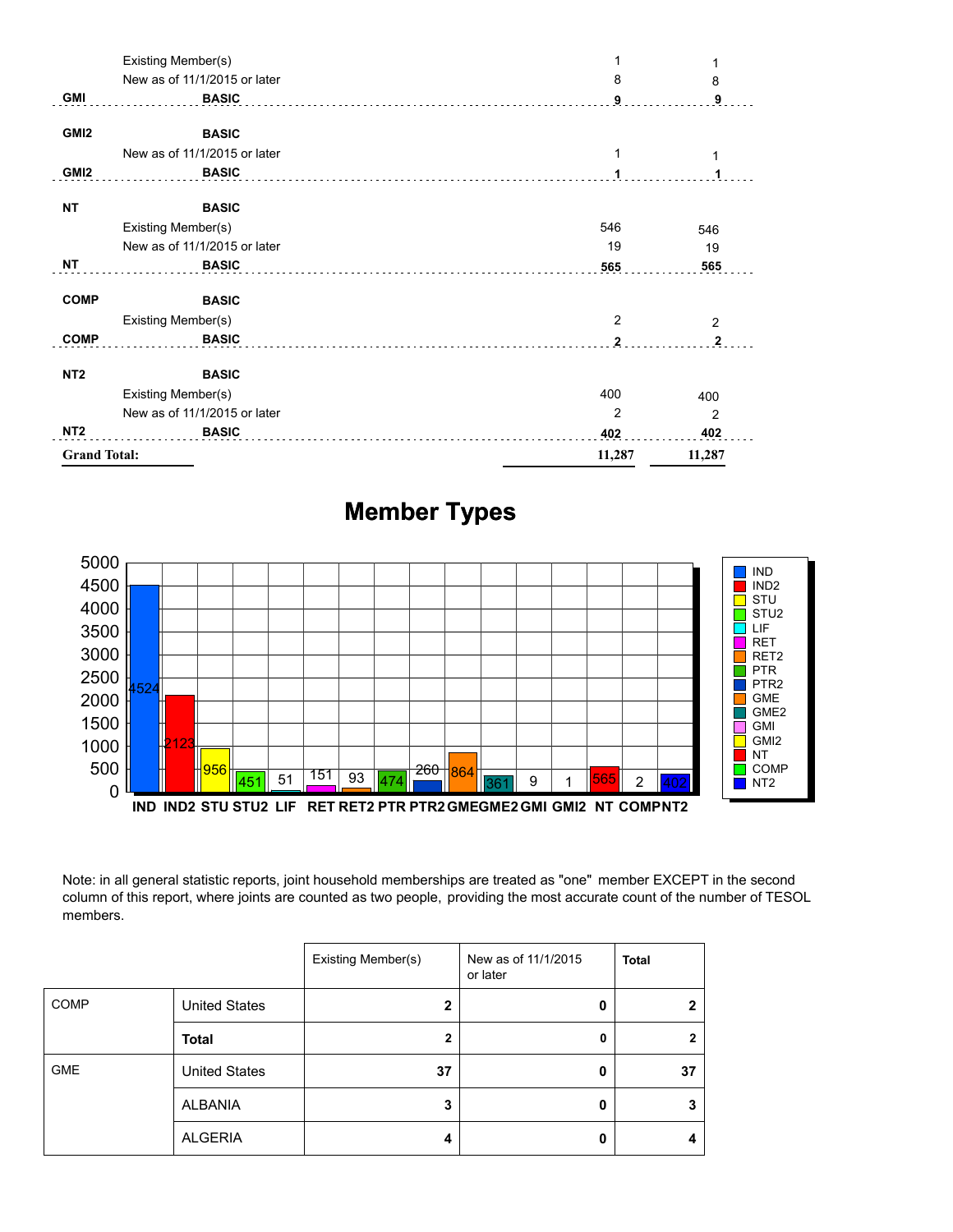| | | | |
|---|---|---|---|
| | Existing Member(s) | 1 | 1 |
| | New as of 11/1/2015 or later | 8 | 8 |
| **GMI** | **BASIC** | **9** | **9** |
| **GMI2** | **BASIC** | | |
| | New as of 11/1/2015 or later | 1 | 1 |
| **GMI2** | **BASIC** | **1** | **1** |
| **NT** | **BASIC** | | |
| | Existing Member(s) | 546 | 546 |
| | New as of 11/1/2015 or later | 19 | 19 |
| **NT** | **BASIC** | **565** | **565** |
| **COMP** | **BASIC** | | |
| | Existing Member(s) | 2 | 2 |
| **COMP** | **BASIC** | **2** | **2** |
| **NT2** | **BASIC** | | |
| | Existing Member(s) | 400 | 400 |
| | New as of 11/1/2015 or later | 2 | 2 |
| **NT2** | **BASIC** | **402** | **402** |
| **Grand Total:** | | **11,287** | **11,287** |

## Member Types

| Type | Count |
|---|---|
| IND | 4524 |
| IND2 | 2123 |
| STU | 956 |
| STU2 | 451 |
| LIF | 51 |
| RET | 151 |
| RET2 | 93 |
| PTR | 474 |
| PTR2 | 260 |
| GME | 864 |
| GME2 | 361 |
| GMI | 9 |
| GMI2 | 1 |
| NT | 565 |
| COMP | 2 |
| NT2 | 402 |

Note: in all general statistic reports, joint household memberships are treated as "one" member EXCEPT in the second column of this report, where joints are counted as two people, providing the most accurate count of the number of TESOL members.

| | | Existing Member(s) | New as of 11/1/2015 or later | **Total** |
|---|---|---|---|---|
| COMP | United States | 2 | 0 | 2 |
| | **Total** | **2** | **0** | **2** |
| GME | United States | 37 | 0 | 37 |
| | ALBANIA | 3 | 0 | 3 |
| | ALGERIA | 4 | 0 | 4 |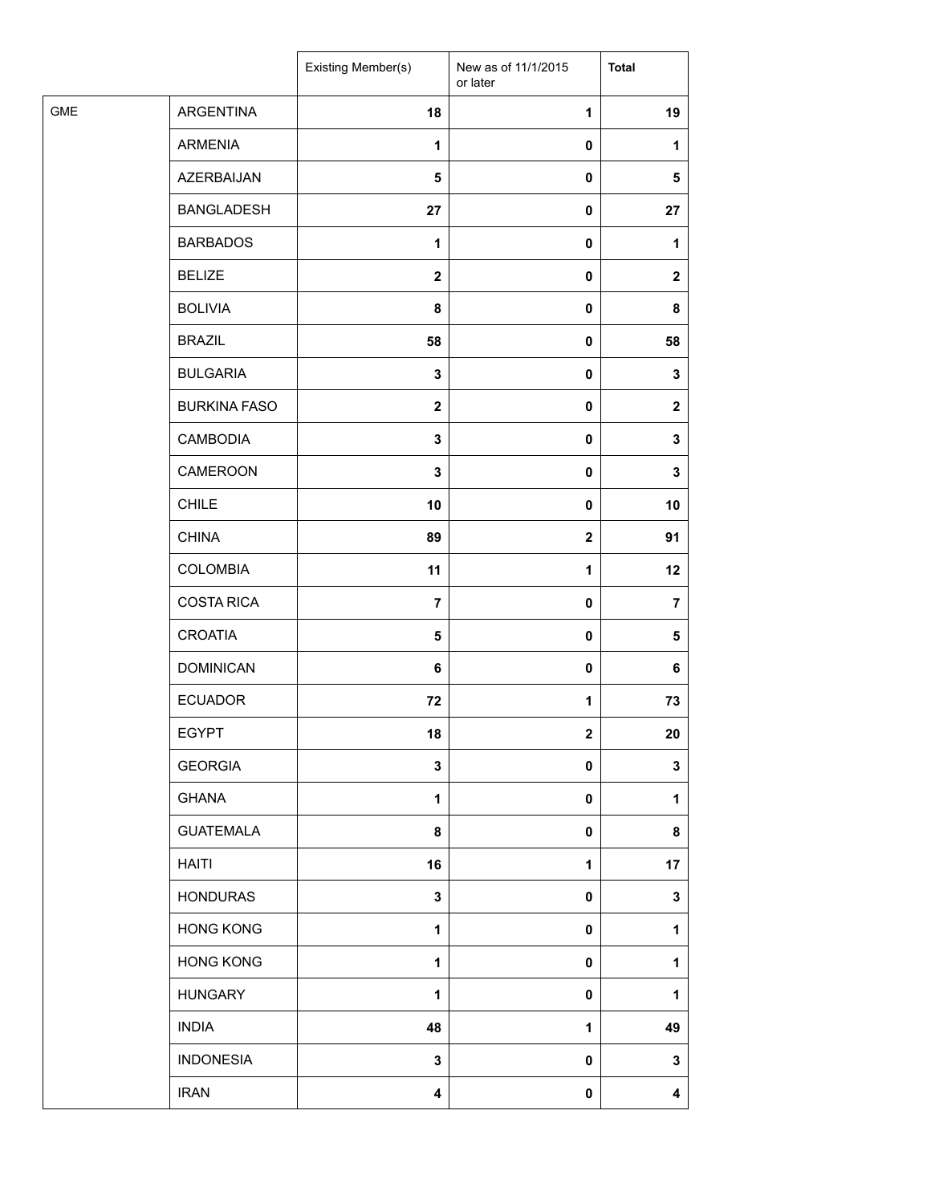| | | Existing Member(s) | New as of 11/1/2015 or later | **Total** |
|---|---|---|---|---|
| GME | ARGENTINA | **18** | **1** | **19** |
| | ARMENIA | **1** | **0** | **1** |
| | AZERBAIJAN | **5** | **0** | **5** |
| | BANGLADESH | **27** | **0** | **27** |
| | BARBADOS | **1** | **0** | **1** |
| | BELIZE | **2** | **0** | **2** |
| | BOLIVIA | **8** | **0** | **8** |
| | BRAZIL | **58** | **0** | **58** |
| | BULGARIA | **3** | **0** | **3** |
| | BURKINA FASO | **2** | **0** | **2** |
| | CAMBODIA | **3** | **0** | **3** |
| | CAMEROON | **3** | **0** | **3** |
| | CHILE | **10** | **0** | **10** |
| | CHINA | **89** | **2** | **91** |
| | COLOMBIA | **11** | **1** | **12** |
| | COSTA RICA | **7** | **0** | **7** |
| | CROATIA | **5** | **0** | **5** |
| | DOMINICAN | **6** | **0** | **6** |
| | ECUADOR | **72** | **1** | **73** |
| | EGYPT | **18** | **2** | **20** |
| | GEORGIA | **3** | **0** | **3** |
| | GHANA | **1** | **0** | **1** |
| | GUATEMALA | **8** | **0** | **8** |
| | HAITI | **16** | **1** | **17** |
| | HONDURAS | **3** | **0** | **3** |
| | HONG KONG | **1** | **0** | **1** |
| | HONG KONG | **1** | **0** | **1** |
| | HUNGARY | **1** | **0** | **1** |
| | INDIA | **48** | **1** | **49** |
| | INDONESIA | **3** | **0** | **3** |
| | IRAN | **4** | **0** | **4** |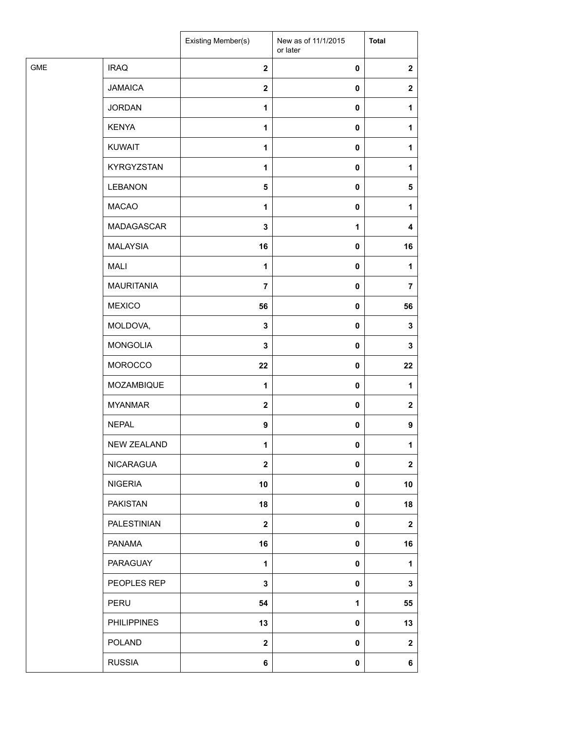| | | Existing Member(s) | New as of 11/1/2015 or later | **Total** |
|---|---|---|---|---|
| GME | IRAQ | **2** | **0** | **2** |
| | JAMAICA | **2** | **0** | **2** |
| | JORDAN | **1** | **0** | **1** |
| | KENYA | **1** | **0** | **1** |
| | KUWAIT | **1** | **0** | **1** |
| | KYRGYZSTAN | **1** | **0** | **1** |
| | LEBANON | **5** | **0** | **5** |
| | MACAO | **1** | **0** | **1** |
| | MADAGASCAR | **3** | **1** | **4** |
| | MALAYSIA | **16** | **0** | **16** |
| | MALI | **1** | **0** | **1** |
| | MAURITANIA | **7** | **0** | **7** |
| | MEXICO | **56** | **0** | **56** |
| | MOLDOVA, | **3** | **0** | **3** |
| | MONGOLIA | **3** | **0** | **3** |
| | MOROCCO | **22** | **0** | **22** |
| | MOZAMBIQUE | **1** | **0** | **1** |
| | MYANMAR | **2** | **0** | **2** |
| | NEPAL | **9** | **0** | **9** |
| | NEW ZEALAND | **1** | **0** | **1** |
| | NICARAGUA | **2** | **0** | **2** |
| | NIGERIA | **10** | **0** | **10** |
| | PAKISTAN | **18** | **0** | **18** |
| | PALESTINIAN | **2** | **0** | **2** |
| | PANAMA | **16** | **0** | **16** |
| | PARAGUAY | **1** | **0** | **1** |
| | PEOPLES REP | **3** | **0** | **3** |
| | PERU | **54** | **1** | **55** |
| | PHILIPPINES | **13** | **0** | **13** |
| | POLAND | **2** | **0** | **2** |
| | RUSSIA | **6** | **0** | **6** |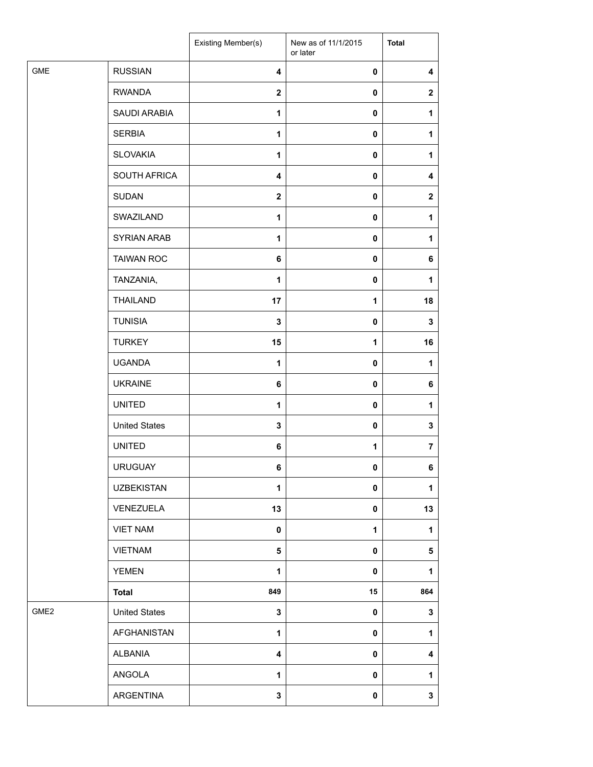| | | Existing Member(s) | New as of 11/1/2015 or later | Total |
|---|---|---|---|---|
| GME | RUSSIAN | **4** | **0** | **4** |
| | RWANDA | **2** | **0** | **2** |
| | SAUDI ARABIA | **1** | **0** | **1** |
| | SERBIA | **1** | **0** | **1** |
| | SLOVAKIA | **1** | **0** | **1** |
| | SOUTH AFRICA | **4** | **0** | **4** |
| | SUDAN | **2** | **0** | **2** |
| | SWAZILAND | **1** | **0** | **1** |
| | SYRIAN ARAB | **1** | **0** | **1** |
| | TAIWAN ROC | **6** | **0** | **6** |
| | TANZANIA, | **1** | **0** | **1** |
| | THAILAND | **17** | **1** | **18** |
| | TUNISIA | **3** | **0** | **3** |
| | TURKEY | **15** | **1** | **16** |
| | UGANDA | **1** | **0** | **1** |
| | UKRAINE | **6** | **0** | **6** |
| | UNITED | **1** | **0** | **1** |
| | United States | **3** | **0** | **3** |
| | UNITED | **6** | **1** | **7** |
| | URUGUAY | **6** | **0** | **6** |
| | UZBEKISTAN | **1** | **0** | **1** |
| | VENEZUELA | **13** | **0** | **13** |
| | VIET NAM | **0** | **1** | **1** |
| | VIETNAM | **5** | **0** | **5** |
| | YEMEN | **1** | **0** | **1** |
| | **Total** | **849** | **15** | **864** |
| GME2 | United States | **3** | **0** | **3** |
| | AFGHANISTAN | **1** | **0** | **1** |
| | ALBANIA | **4** | **0** | **4** |
| | ANGOLA | **1** | **0** | **1** |
| | ARGENTINA | **3** | **0** | **3** |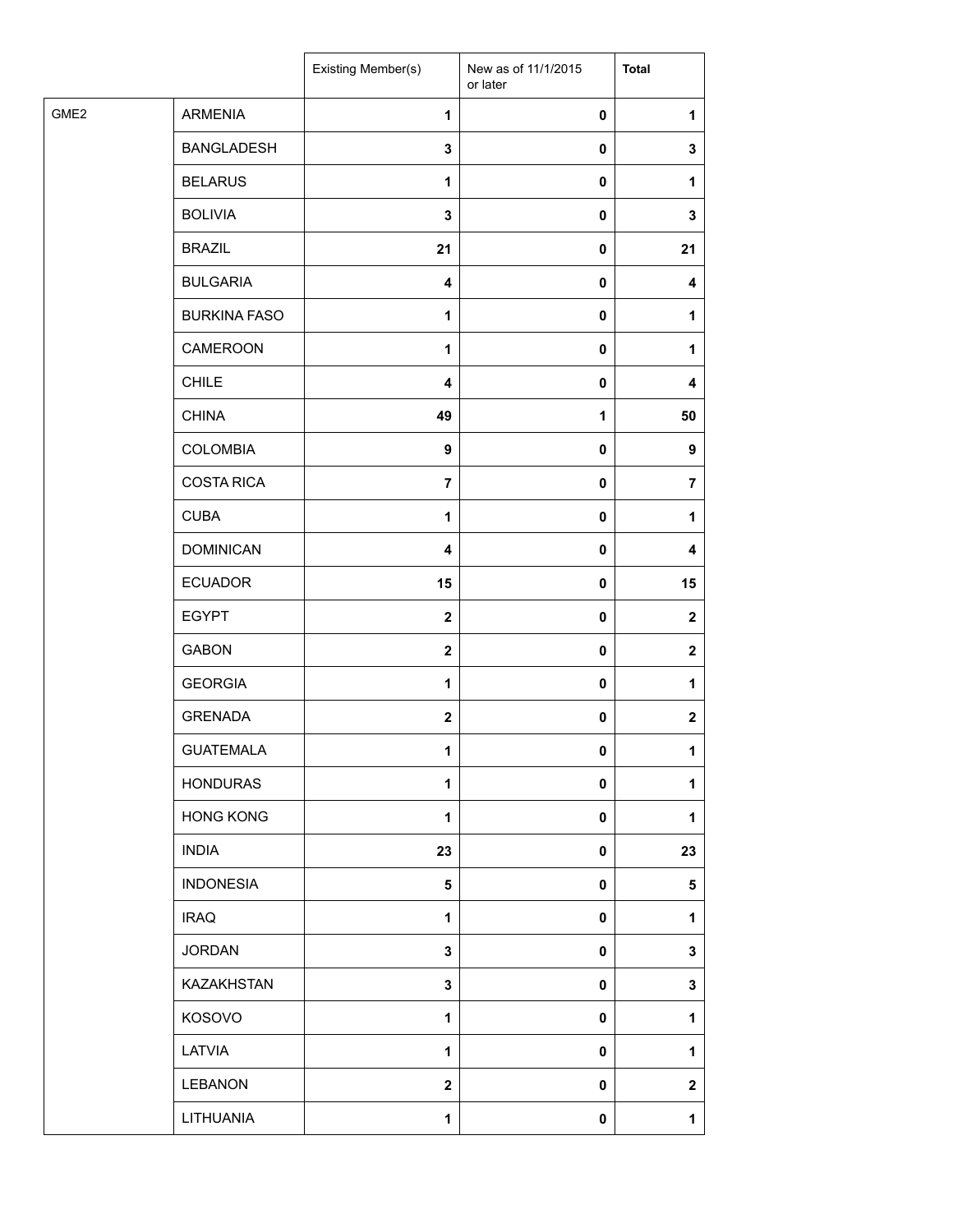| | | Existing Member(s) | New as of 11/1/2015 or later | **Total** |
|---|---|---|---|---|
| GME2 | ARMENIA | **1** | **0** | **1** |
| | BANGLADESH | **3** | **0** | **3** |
| | BELARUS | **1** | **0** | **1** |
| | BOLIVIA | **3** | **0** | **3** |
| | BRAZIL | **21** | **0** | **21** |
| | BULGARIA | **4** | **0** | **4** |
| | BURKINA FASO | **1** | **0** | **1** |
| | CAMEROON | **1** | **0** | **1** |
| | CHILE | **4** | **0** | **4** |
| | CHINA | **49** | **1** | **50** |
| | COLOMBIA | **9** | **0** | **9** |
| | COSTA RICA | **7** | **0** | **7** |
| | CUBA | **1** | **0** | **1** |
| | DOMINICAN | **4** | **0** | **4** |
| | ECUADOR | **15** | **0** | **15** |
| | EGYPT | **2** | **0** | **2** |
| | GABON | **2** | **0** | **2** |
| | GEORGIA | **1** | **0** | **1** |
| | GRENADA | **2** | **0** | **2** |
| | GUATEMALA | **1** | **0** | **1** |
| | HONDURAS | **1** | **0** | **1** |
| | HONG KONG | **1** | **0** | **1** |
| | INDIA | **23** | **0** | **23** |
| | INDONESIA | **5** | **0** | **5** |
| | IRAQ | **1** | **0** | **1** |
| | JORDAN | **3** | **0** | **3** |
| | KAZAKHSTAN | **3** | **0** | **3** |
| | KOSOVO | **1** | **0** | **1** |
| | LATVIA | **1** | **0** | **1** |
| | LEBANON | **2** | **0** | **2** |
| | LITHUANIA | **1** | **0** | **1** |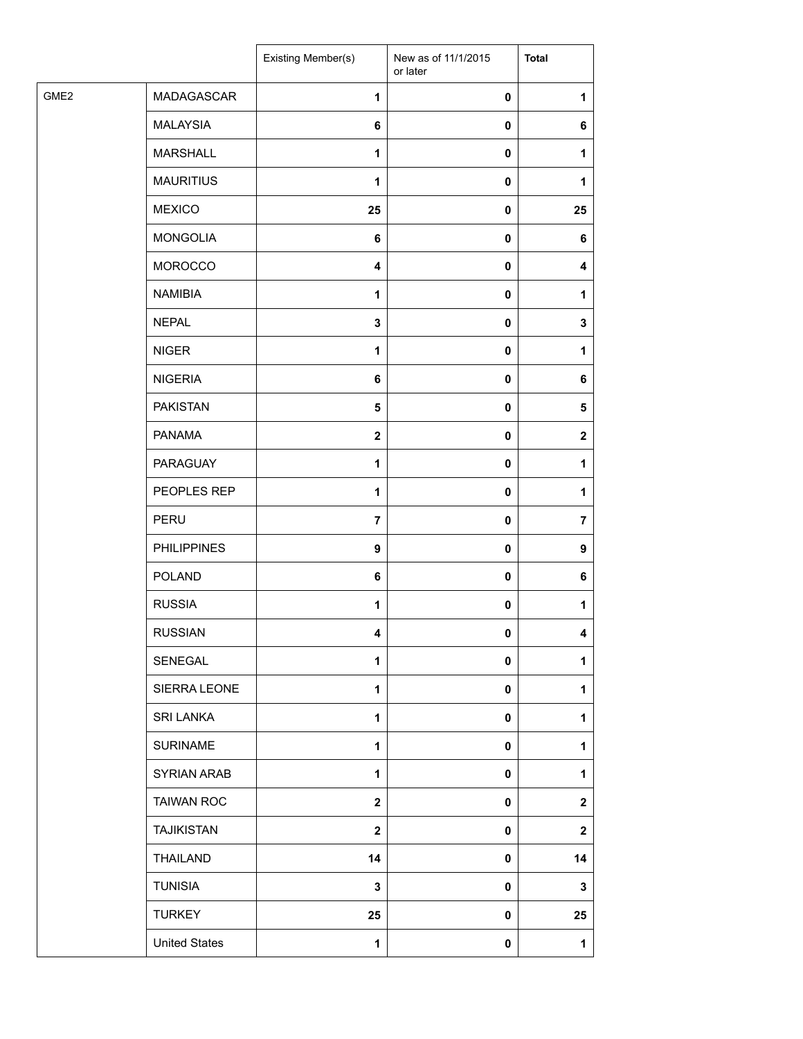| | | Existing Member(s) | New as of 11/1/2015 or later | **Total** |
|---|---|---|---|---|
| GME2 | MADAGASCAR | **1** | **0** | **1** |
| | MALAYSIA | **6** | **0** | **6** |
| | MARSHALL | **1** | **0** | **1** |
| | MAURITIUS | **1** | **0** | **1** |
| | MEXICO | **25** | **0** | **25** |
| | MONGOLIA | **6** | **0** | **6** |
| | MOROCCO | **4** | **0** | **4** |
| | NAMIBIA | **1** | **0** | **1** |
| | NEPAL | **3** | **0** | **3** |
| | NIGER | **1** | **0** | **1** |
| | NIGERIA | **6** | **0** | **6** |
| | PAKISTAN | **5** | **0** | **5** |
| | PANAMA | **2** | **0** | **2** |
| | PARAGUAY | **1** | **0** | **1** |
| | PEOPLES REP | **1** | **0** | **1** |
| | PERU | **7** | **0** | **7** |
| | PHILIPPINES | **9** | **0** | **9** |
| | POLAND | **6** | **0** | **6** |
| | RUSSIA | **1** | **0** | **1** |
| | RUSSIAN | **4** | **0** | **4** |
| | SENEGAL | **1** | **0** | **1** |
| | SIERRA LEONE | **1** | **0** | **1** |
| | SRI LANKA | **1** | **0** | **1** |
| | SURINAME | **1** | **0** | **1** |
| | SYRIAN ARAB | **1** | **0** | **1** |
| | TAIWAN ROC | **2** | **0** | **2** |
| | TAJIKISTAN | **2** | **0** | **2** |
| | THAILAND | **14** | **0** | **14** |
| | TUNISIA | **3** | **0** | **3** |
| | TURKEY | **25** | **0** | **25** |
| | United States | **1** | **0** | **1** |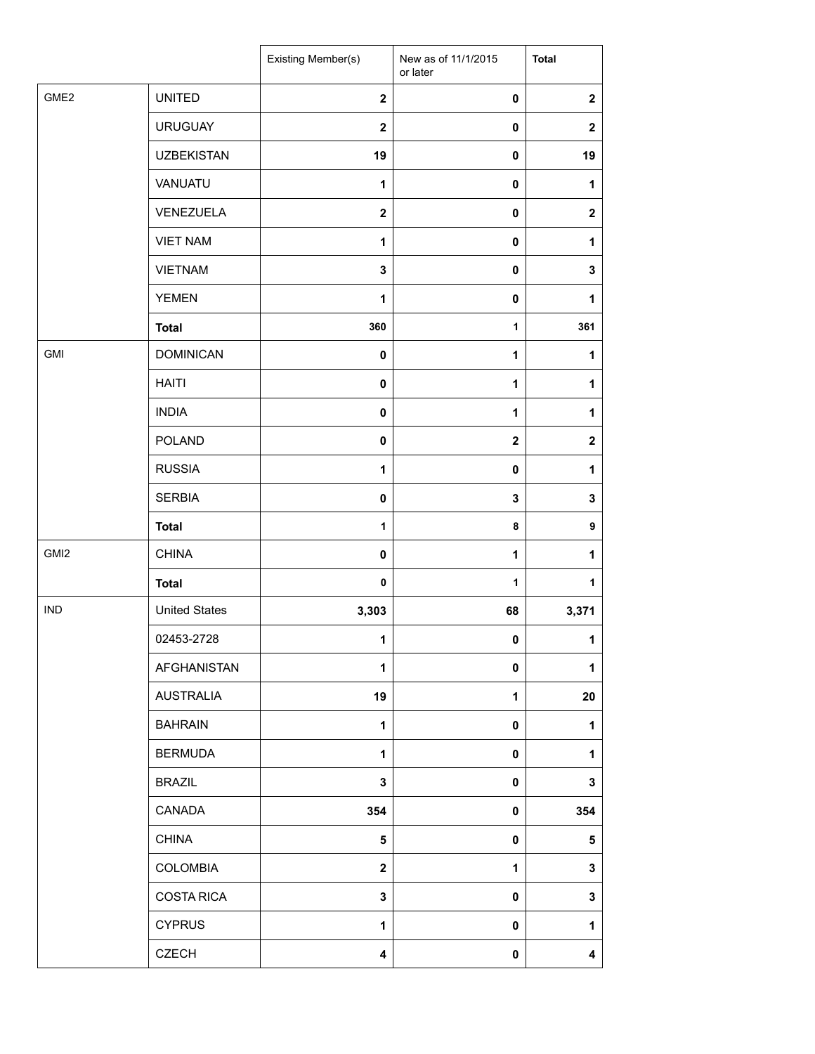| | | Existing Member(s) | New as of 11/1/2015 or later | Total |
|---|---|---|---|---|
| GME2 | UNITED | **2** | **0** | **2** |
| | URUGUAY | **2** | **0** | **2** |
| | UZBEKISTAN | **19** | **0** | **19** |
| | VANUATU | **1** | **0** | **1** |
| | VENEZUELA | **2** | **0** | **2** |
| | VIET NAM | **1** | **0** | **1** |
| | VIETNAM | **3** | **0** | **3** |
| | YEMEN | **1** | **0** | **1** |
| | **Total** | **360** | **1** | **361** |
| GMI | DOMINICAN | **0** | **1** | **1** |
| | HAITI | **0** | **1** | **1** |
| | INDIA | **0** | **1** | **1** |
| | POLAND | **0** | **2** | **2** |
| | RUSSIA | **1** | **0** | **1** |
| | SERBIA | **0** | **3** | **3** |
| | **Total** | **1** | **8** | **9** |
| GMI2 | CHINA | **0** | **1** | **1** |
| | **Total** | **0** | **1** | **1** |
| IND | United States | **3,303** | **68** | **3,371** |
| | 02453-2728 | **1** | **0** | **1** |
| | AFGHANISTAN | **1** | **0** | **1** |
| | AUSTRALIA | **19** | **1** | **20** |
| | BAHRAIN | **1** | **0** | **1** |
| | BERMUDA | **1** | **0** | **1** |
| | BRAZIL | **3** | **0** | **3** |
| | CANADA | **354** | **0** | **354** |
| | CHINA | **5** | **0** | **5** |
| | COLOMBIA | **2** | **1** | **3** |
| | COSTA RICA | **3** | **0** | **3** |
| | CYPRUS | **1** | **0** | **1** |
| | CZECH | **4** | **0** | **4** |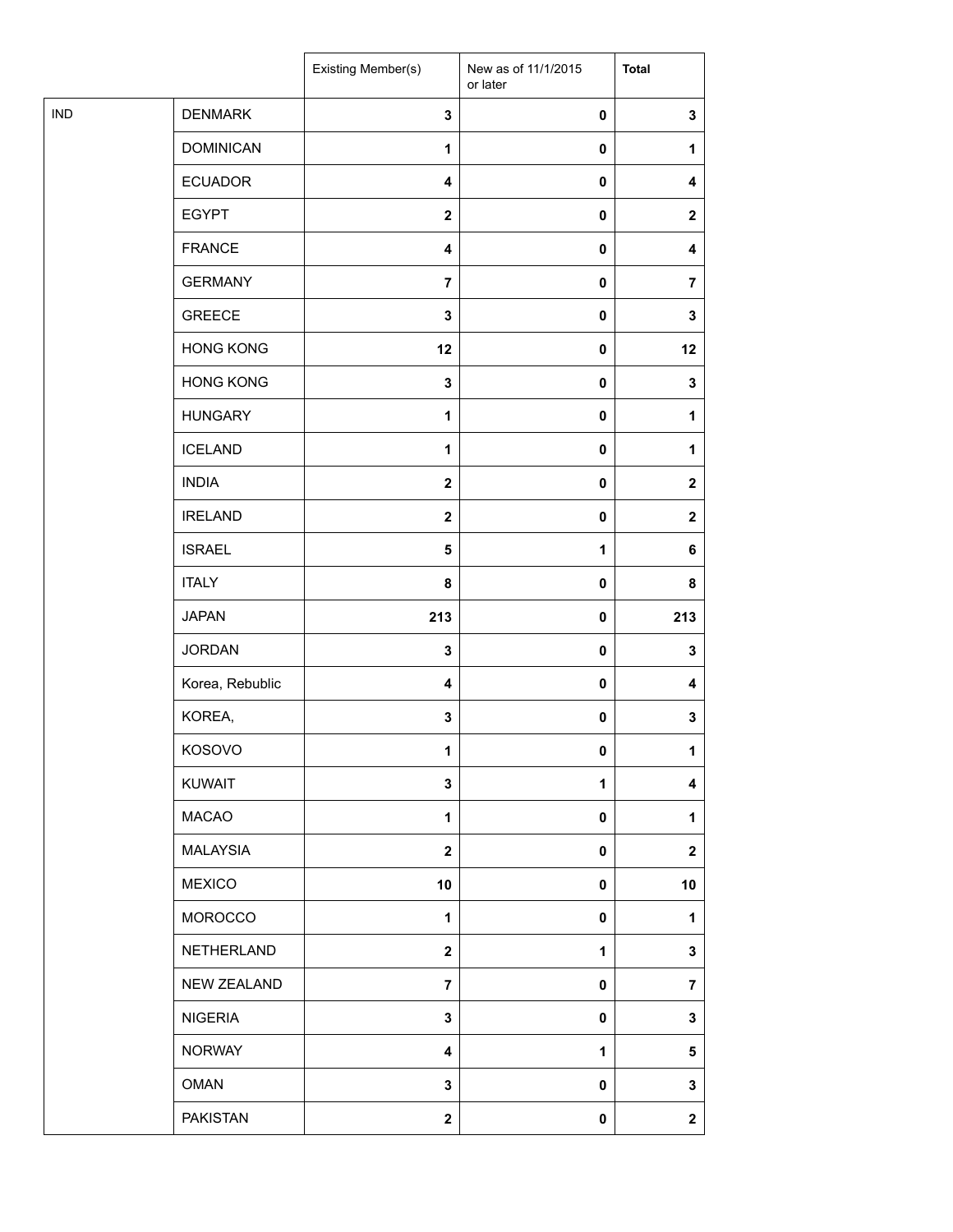| | | Existing Member(s) | New as of 11/1/2015 or later | **Total** |
|---|---|---|---|---|
| IND | DENMARK | **3** | **0** | **3** |
| | DOMINICAN | **1** | **0** | **1** |
| | ECUADOR | **4** | **0** | **4** |
| | EGYPT | **2** | **0** | **2** |
| | FRANCE | **4** | **0** | **4** |
| | GERMANY | **7** | **0** | **7** |
| | GREECE | **3** | **0** | **3** |
| | HONG KONG | **12** | **0** | **12** |
| | HONG KONG | **3** | **0** | **3** |
| | HUNGARY | **1** | **0** | **1** |
| | ICELAND | **1** | **0** | **1** |
| | INDIA | **2** | **0** | **2** |
| | IRELAND | **2** | **0** | **2** |
| | ISRAEL | **5** | **1** | **6** |
| | ITALY | **8** | **0** | **8** |
| | JAPAN | **213** | **0** | **213** |
| | JORDAN | **3** | **0** | **3** |
| | Korea, Rebublic | **4** | **0** | **4** |
| | KOREA, | **3** | **0** | **3** |
| | KOSOVO | **1** | **0** | **1** |
| | KUWAIT | **3** | **1** | **4** |
| | MACAO | **1** | **0** | **1** |
| | MALAYSIA | **2** | **0** | **2** |
| | MEXICO | **10** | **0** | **10** |
| | MOROCCO | **1** | **0** | **1** |
| | NETHERLAND | **2** | **1** | **3** |
| | NEW ZEALAND | **7** | **0** | **7** |
| | NIGERIA | **3** | **0** | **3** |
| | NORWAY | **4** | **1** | **5** |
| | OMAN | **3** | **0** | **3** |
| | PAKISTAN | **2** | **0** | **2** |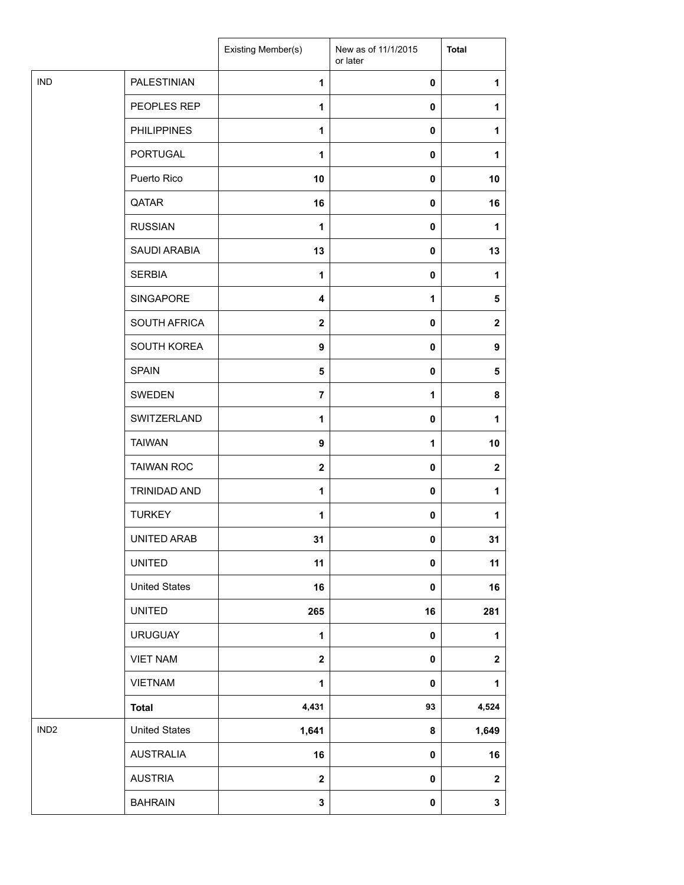| | | Existing Member(s) | New as of 11/1/2015 or later | Total |
|---|---|---|---|---|
| IND | PALESTINIAN | 1 | 0 | 1 |
| | PEOPLES REP | 1 | 0 | 1 |
| | PHILIPPINES | 1 | 0 | 1 |
| | PORTUGAL | 1 | 0 | 1 |
| | Puerto Rico | 10 | 0 | 10 |
| | QATAR | 16 | 0 | 16 |
| | RUSSIAN | 1 | 0 | 1 |
| | SAUDI ARABIA | 13 | 0 | 13 |
| | SERBIA | 1 | 0 | 1 |
| | SINGAPORE | 4 | 1 | 5 |
| | SOUTH AFRICA | 2 | 0 | 2 |
| | SOUTH KOREA | 9 | 0 | 9 |
| | SPAIN | 5 | 0 | 5 |
| | SWEDEN | 7 | 1 | 8 |
| | SWITZERLAND | 1 | 0 | 1 |
| | TAIWAN | 9 | 1 | 10 |
| | TAIWAN ROC | 2 | 0 | 2 |
| | TRINIDAD AND | 1 | 0 | 1 |
| | TURKEY | 1 | 0 | 1 |
| | UNITED ARAB | 31 | 0 | 31 |
| | UNITED | 11 | 0 | 11 |
| | United States | 16 | 0 | 16 |
| | UNITED | 265 | 16 | 281 |
| | URUGUAY | 1 | 0 | 1 |
| | VIET NAM | 2 | 0 | 2 |
| | VIETNAM | 1 | 0 | 1 |
| | **Total** | 4,431 | 93 | 4,524 |
| IND2 | United States | 1,641 | 8 | 1,649 |
| | AUSTRALIA | 16 | 0 | 16 |
| | AUSTRIA | 2 | 0 | 2 |
| | BAHRAIN | 3 | 0 | 3 |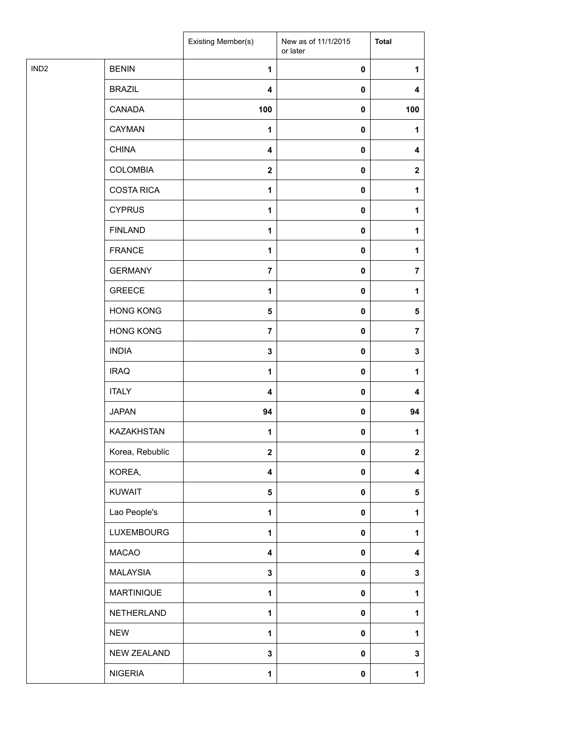| | | Existing Member(s) | New as of 11/1/2015 or later | **Total** |
|---|---|---|---|---|
| IND2 | BENIN | **1** | **0** | **1** |
| | BRAZIL | **4** | **0** | **4** |
| | CANADA | **100** | **0** | **100** |
| | CAYMAN | **1** | **0** | **1** |
| | CHINA | **4** | **0** | **4** |
| | COLOMBIA | **2** | **0** | **2** |
| | COSTA RICA | **1** | **0** | **1** |
| | CYPRUS | **1** | **0** | **1** |
| | FINLAND | **1** | **0** | **1** |
| | FRANCE | **1** | **0** | **1** |
| | GERMANY | **7** | **0** | **7** |
| | GREECE | **1** | **0** | **1** |
| | HONG KONG | **5** | **0** | **5** |
| | HONG KONG | **7** | **0** | **7** |
| | INDIA | **3** | **0** | **3** |
| | IRAQ | **1** | **0** | **1** |
| | ITALY | **4** | **0** | **4** |
| | JAPAN | **94** | **0** | **94** |
| | KAZAKHSTAN | **1** | **0** | **1** |
| | Korea, Rebublic | **2** | **0** | **2** |
| | KOREA, | **4** | **0** | **4** |
| | KUWAIT | **5** | **0** | **5** |
| | Lao People's | **1** | **0** | **1** |
| | LUXEMBOURG | **1** | **0** | **1** |
| | MACAO | **4** | **0** | **4** |
| | MALAYSIA | **3** | **0** | **3** |
| | MARTINIQUE | **1** | **0** | **1** |
| | NETHERLAND | **1** | **0** | **1** |
| | NEW | **1** | **0** | **1** |
| | NEW ZEALAND | **3** | **0** | **3** |
| | NIGERIA | **1** | **0** | **1** |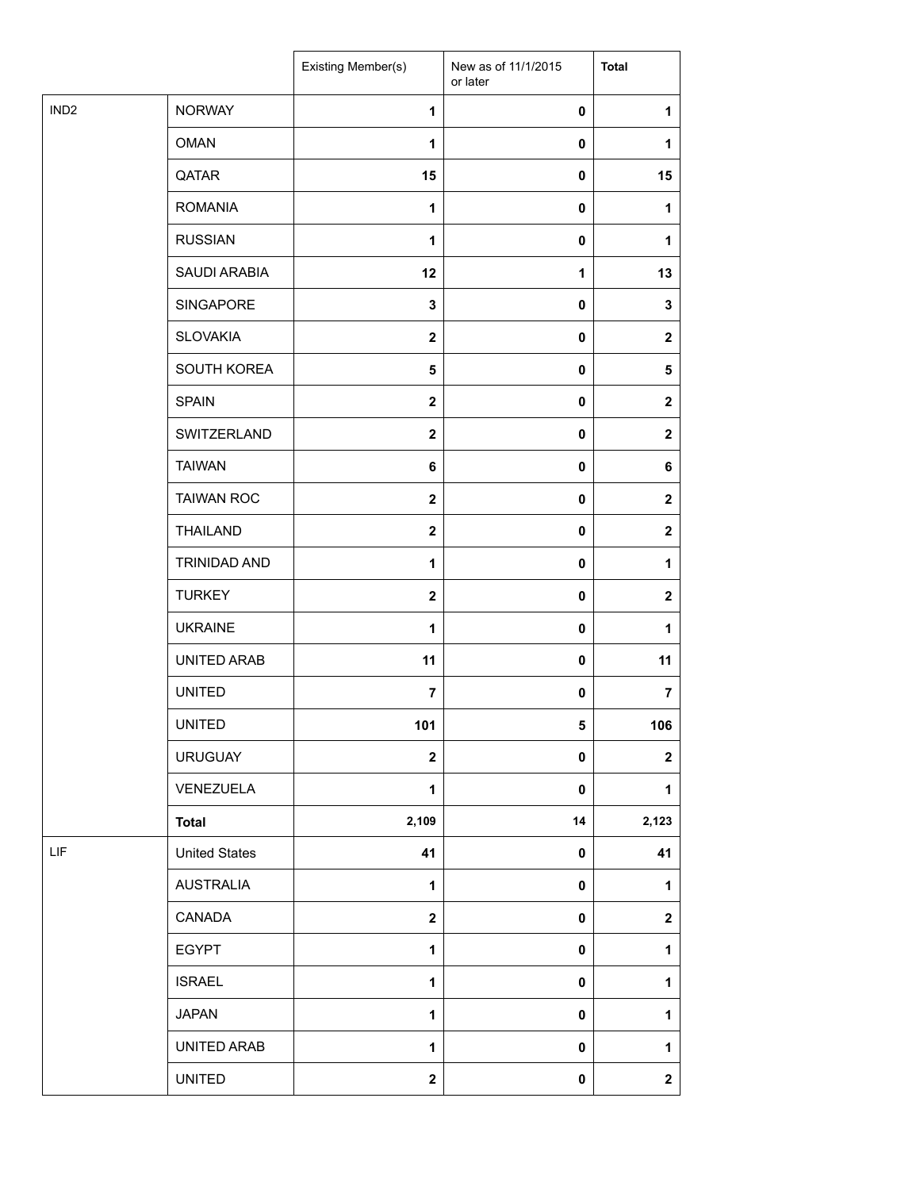| | | Existing Member(s) | New as of 11/1/2015 or later | Total |
|---|---|---|---|---|
| IND2 | NORWAY | 1 | 0 | 1 |
| | OMAN | 1 | 0 | 1 |
| | QATAR | 15 | 0 | 15 |
| | ROMANIA | 1 | 0 | 1 |
| | RUSSIAN | 1 | 0 | 1 |
| | SAUDI ARABIA | 12 | 1 | 13 |
| | SINGAPORE | 3 | 0 | 3 |
| | SLOVAKIA | 2 | 0 | 2 |
| | SOUTH KOREA | 5 | 0 | 5 |
| | SPAIN | 2 | 0 | 2 |
| | SWITZERLAND | 2 | 0 | 2 |
| | TAIWAN | 6 | 0 | 6 |
| | TAIWAN ROC | 2 | 0 | 2 |
| | THAILAND | 2 | 0 | 2 |
| | TRINIDAD AND | 1 | 0 | 1 |
| | TURKEY | 2 | 0 | 2 |
| | UKRAINE | 1 | 0 | 1 |
| | UNITED ARAB | 11 | 0 | 11 |
| | UNITED | 7 | 0 | 7 |
| | UNITED | 101 | 5 | 106 |
| | URUGUAY | 2 | 0 | 2 |
| | VENEZUELA | 1 | 0 | 1 |
| | **Total** | 2,109 | 14 | 2,123 |
| LIF | United States | 41 | 0 | 41 |
| | AUSTRALIA | 1 | 0 | 1 |
| | CANADA | 2 | 0 | 2 |
| | EGYPT | 1 | 0 | 1 |
| | ISRAEL | 1 | 0 | 1 |
| | JAPAN | 1 | 0 | 1 |
| | UNITED ARAB | 1 | 0 | 1 |
| | UNITED | 2 | 0 | 2 |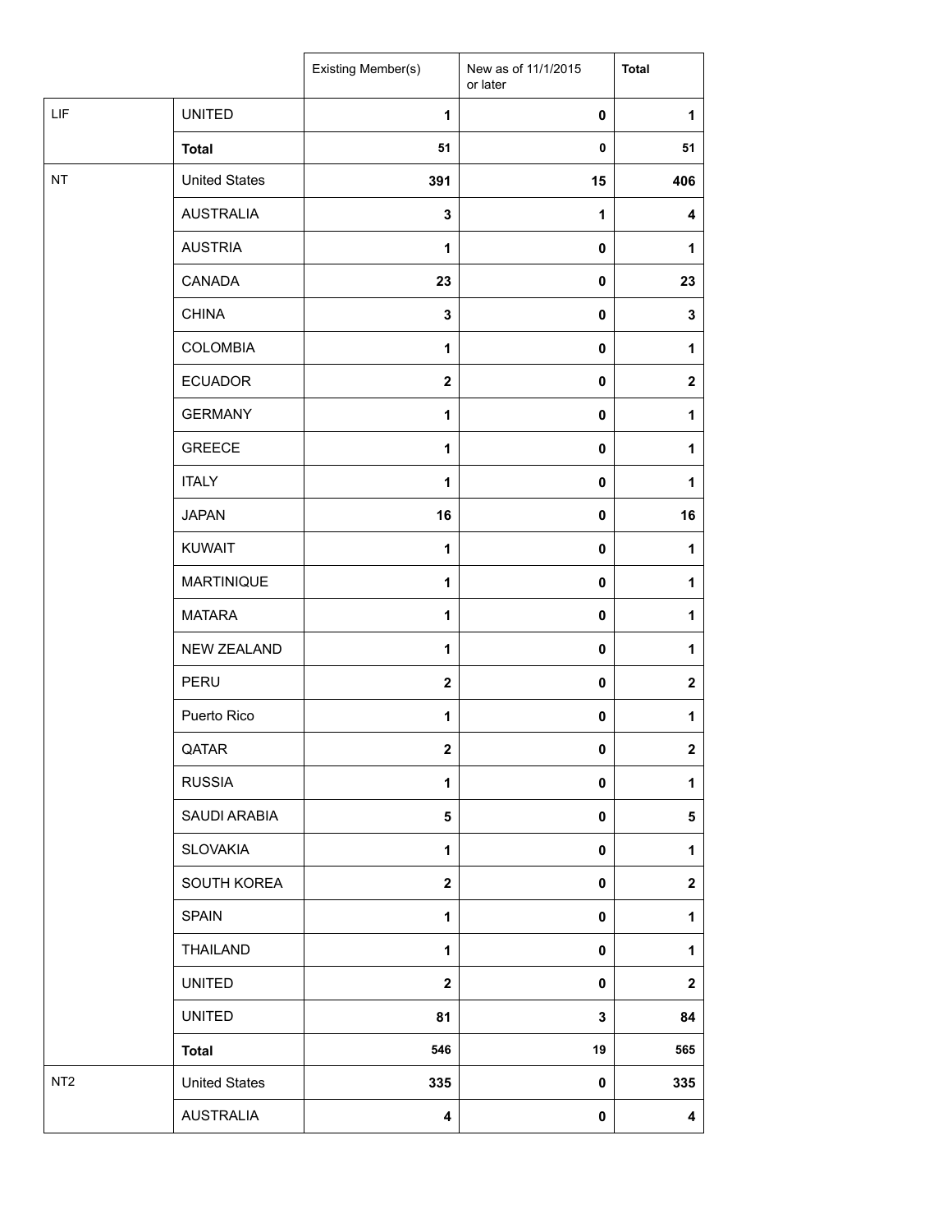| | | Existing Member(s) | New as of 11/1/2015 or later | Total |
|---|---|---|---|---|
| LIF | UNITED | 1 | 0 | 1 |
| | **Total** | 51 | 0 | 51 |
| NT | United States | 391 | 15 | 406 |
| | AUSTRALIA | 3 | 1 | 4 |
| | AUSTRIA | 1 | 0 | 1 |
| | CANADA | 23 | 0 | 23 |
| | CHINA | 3 | 0 | 3 |
| | COLOMBIA | 1 | 0 | 1 |
| | ECUADOR | 2 | 0 | 2 |
| | GERMANY | 1 | 0 | 1 |
| | GREECE | 1 | 0 | 1 |
| | ITALY | 1 | 0 | 1 |
| | JAPAN | 16 | 0 | 16 |
| | KUWAIT | 1 | 0 | 1 |
| | MARTINIQUE | 1 | 0 | 1 |
| | MATARA | 1 | 0 | 1 |
| | NEW ZEALAND | 1 | 0 | 1 |
| | PERU | 2 | 0 | 2 |
| | Puerto Rico | 1 | 0 | 1 |
| | QATAR | 2 | 0 | 2 |
| | RUSSIA | 1 | 0 | 1 |
| | SAUDI ARABIA | 5 | 0 | 5 |
| | SLOVAKIA | 1 | 0 | 1 |
| | SOUTH KOREA | 2 | 0 | 2 |
| | SPAIN | 1 | 0 | 1 |
| | THAILAND | 1 | 0 | 1 |
| | UNITED | 2 | 0 | 2 |
| | UNITED | 81 | 3 | 84 |
| | **Total** | 546 | 19 | 565 |
| NT2 | United States | 335 | 0 | 335 |
| | AUSTRALIA | 4 | 0 | 4 |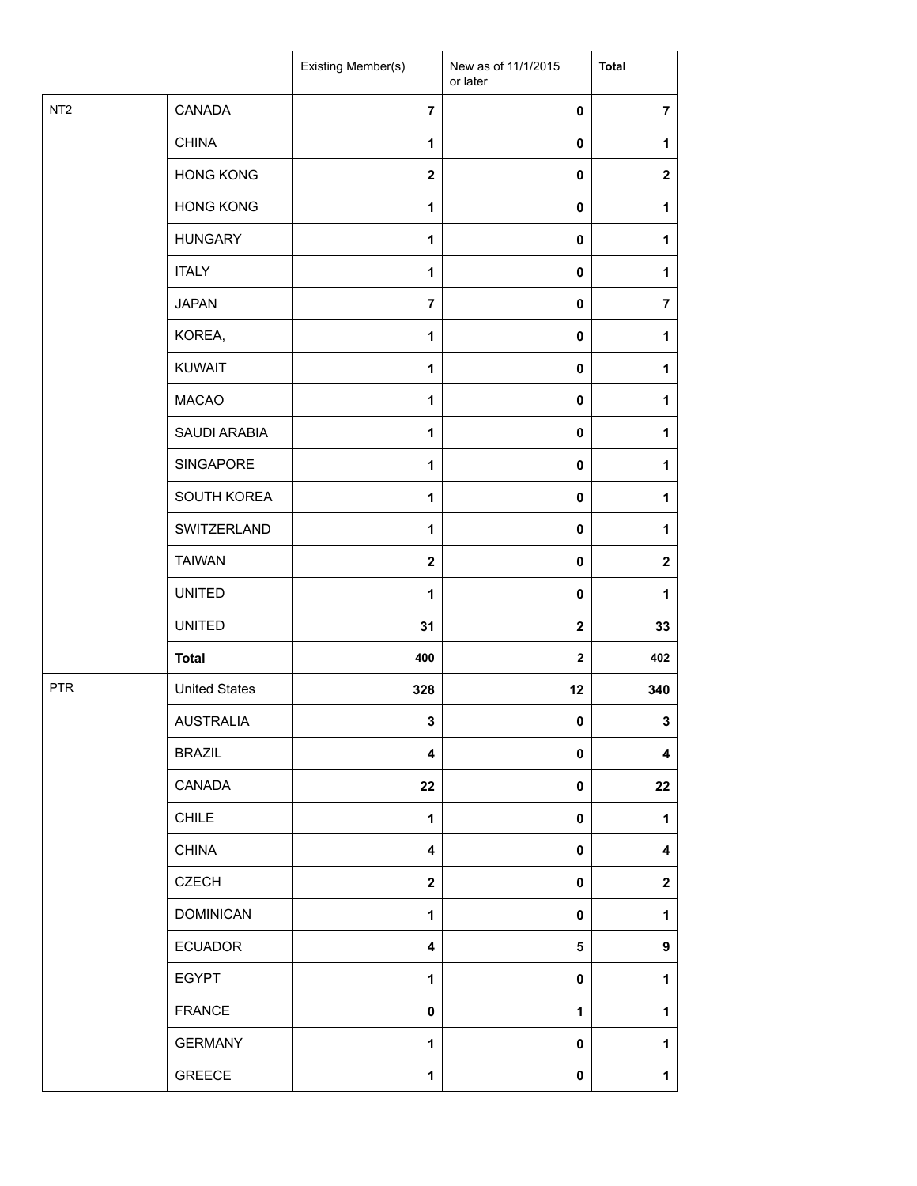| | | Existing Member(s) | New as of 11/1/2015 or later | **Total** |
|---|---|---|---|---|
| NT2 | CANADA | **7** | **0** | **7** |
| | CHINA | **1** | **0** | **1** |
| | HONG KONG | **2** | **0** | **2** |
| | HONG KONG | **1** | **0** | **1** |
| | HUNGARY | **1** | **0** | **1** |
| | ITALY | **1** | **0** | **1** |
| | JAPAN | **7** | **0** | **7** |
| | KOREA, | **1** | **0** | **1** |
| | KUWAIT | **1** | **0** | **1** |
| | MACAO | **1** | **0** | **1** |
| | SAUDI ARABIA | **1** | **0** | **1** |
| | SINGAPORE | **1** | **0** | **1** |
| | SOUTH KOREA | **1** | **0** | **1** |
| | SWITZERLAND | **1** | **0** | **1** |
| | TAIWAN | **2** | **0** | **2** |
| | UNITED | **1** | **0** | **1** |
| | UNITED | **31** | **2** | **33** |
| | **Total** | **400** | **2** | **402** |
| PTR | United States | **328** | **12** | **340** |
| | AUSTRALIA | **3** | **0** | **3** |
| | BRAZIL | **4** | **0** | **4** |
| | CANADA | **22** | **0** | **22** |
| | CHILE | **1** | **0** | **1** |
| | CHINA | **4** | **0** | **4** |
| | CZECH | **2** | **0** | **2** |
| | DOMINICAN | **1** | **0** | **1** |
| | ECUADOR | **4** | **5** | **9** |
| | EGYPT | **1** | **0** | **1** |
| | FRANCE | **0** | **1** | **1** |
| | GERMANY | **1** | **0** | **1** |
| | GREECE | **1** | **0** | **1** |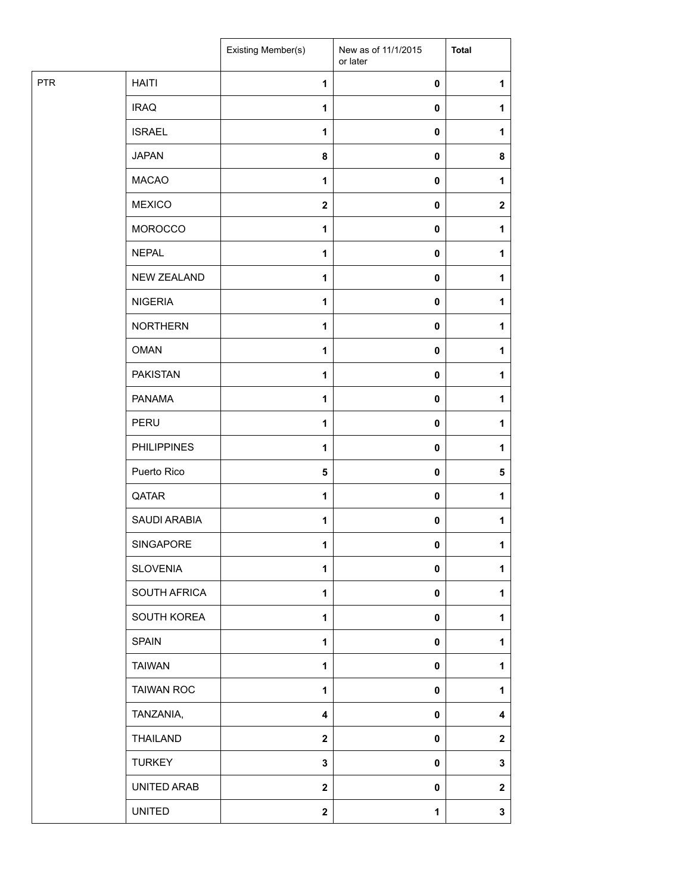| | | Existing Member(s) | New as of 11/1/2015 or later | Total |
|---|---|---|---|---|
| PTR | HAITI | 1 | 0 | 1 |
| | IRAQ | 1 | 0 | 1 |
| | ISRAEL | 1 | 0 | 1 |
| | JAPAN | 8 | 0 | 8 |
| | MACAO | 1 | 0 | 1 |
| | MEXICO | 2 | 0 | 2 |
| | MOROCCO | 1 | 0 | 1 |
| | NEPAL | 1 | 0 | 1 |
| | NEW ZEALAND | 1 | 0 | 1 |
| | NIGERIA | 1 | 0 | 1 |
| | NORTHERN | 1 | 0 | 1 |
| | OMAN | 1 | 0 | 1 |
| | PAKISTAN | 1 | 0 | 1 |
| | PANAMA | 1 | 0 | 1 |
| | PERU | 1 | 0 | 1 |
| | PHILIPPINES | 1 | 0 | 1 |
| | Puerto Rico | 5 | 0 | 5 |
| | QATAR | 1 | 0 | 1 |
| | SAUDI ARABIA | 1 | 0 | 1 |
| | SINGAPORE | 1 | 0 | 1 |
| | SLOVENIA | 1 | 0 | 1 |
| | SOUTH AFRICA | 1 | 0 | 1 |
| | SOUTH KOREA | 1 | 0 | 1 |
| | SPAIN | 1 | 0 | 1 |
| | TAIWAN | 1 | 0 | 1 |
| | TAIWAN ROC | 1 | 0 | 1 |
| | TANZANIA, | 4 | 0 | 4 |
| | THAILAND | 2 | 0 | 2 |
| | TURKEY | 3 | 0 | 3 |
| | UNITED ARAB | 2 | 0 | 2 |
| | UNITED | 2 | 1 | 3 |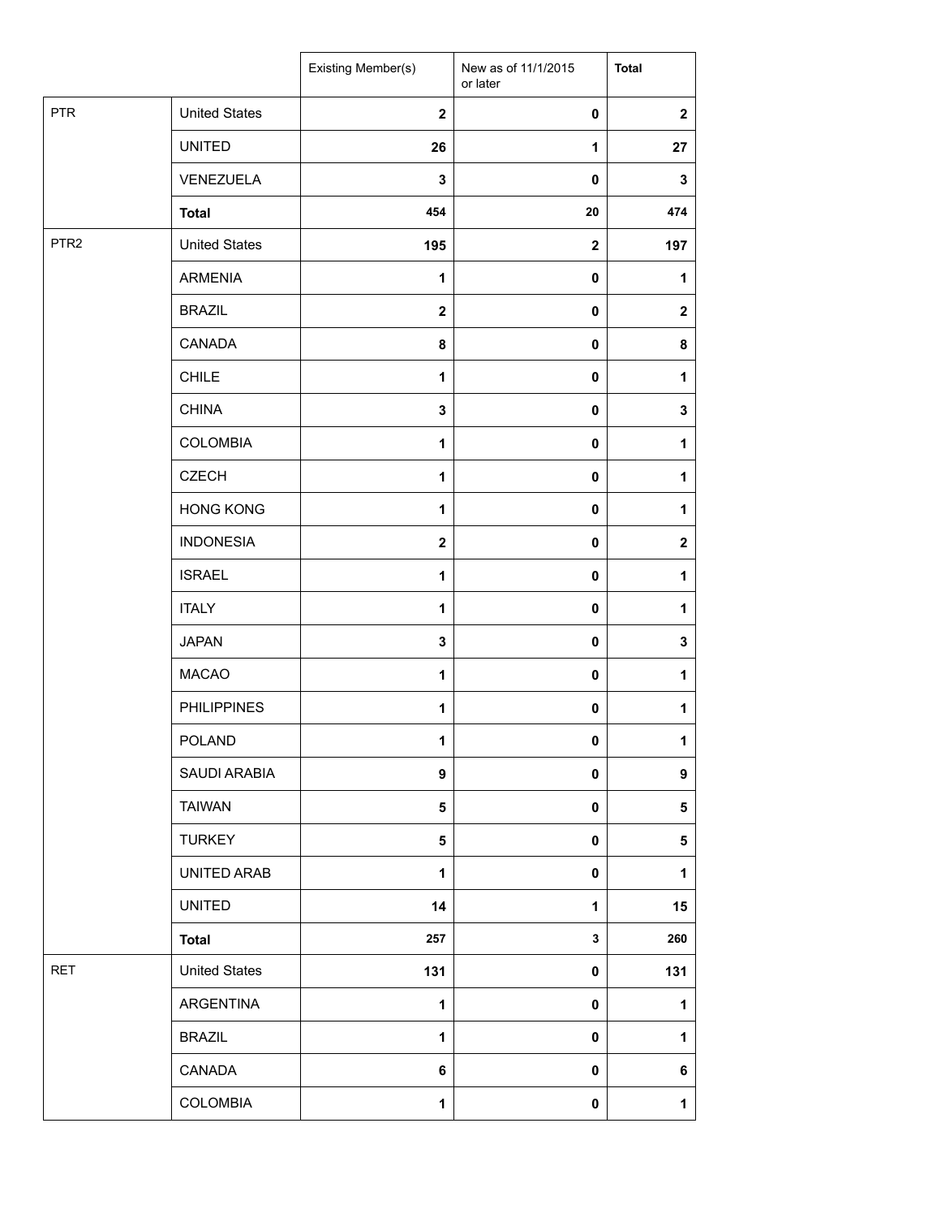| | | Existing Member(s) | New as of 11/1/2015 or later | Total |
|---|---|---|---|---|
| PTR | United States | **2** | **0** | **2** |
| | UNITED | **26** | **1** | **27** |
| | VENEZUELA | **3** | **0** | **3** |
| | **Total** | **454** | **20** | **474** |
| PTR2 | United States | **195** | **2** | **197** |
| | ARMENIA | **1** | **0** | **1** |
| | BRAZIL | **2** | **0** | **2** |
| | CANADA | **8** | **0** | **8** |
| | CHILE | **1** | **0** | **1** |
| | CHINA | **3** | **0** | **3** |
| | COLOMBIA | **1** | **0** | **1** |
| | CZECH | **1** | **0** | **1** |
| | HONG KONG | **1** | **0** | **1** |
| | INDONESIA | **2** | **0** | **2** |
| | ISRAEL | **1** | **0** | **1** |
| | ITALY | **1** | **0** | **1** |
| | JAPAN | **3** | **0** | **3** |
| | MACAO | **1** | **0** | **1** |
| | PHILIPPINES | **1** | **0** | **1** |
| | POLAND | **1** | **0** | **1** |
| | SAUDI ARABIA | **9** | **0** | **9** |
| | TAIWAN | **5** | **0** | **5** |
| | TURKEY | **5** | **0** | **5** |
| | UNITED ARAB | **1** | **0** | **1** |
| | UNITED | **14** | **1** | **15** |
| | **Total** | **257** | **3** | **260** |
| RET | United States | **131** | **0** | **131** |
| | ARGENTINA | **1** | **0** | **1** |
| | BRAZIL | **1** | **0** | **1** |
| | CANADA | **6** | **0** | **6** |
| | COLOMBIA | **1** | **0** | **1** |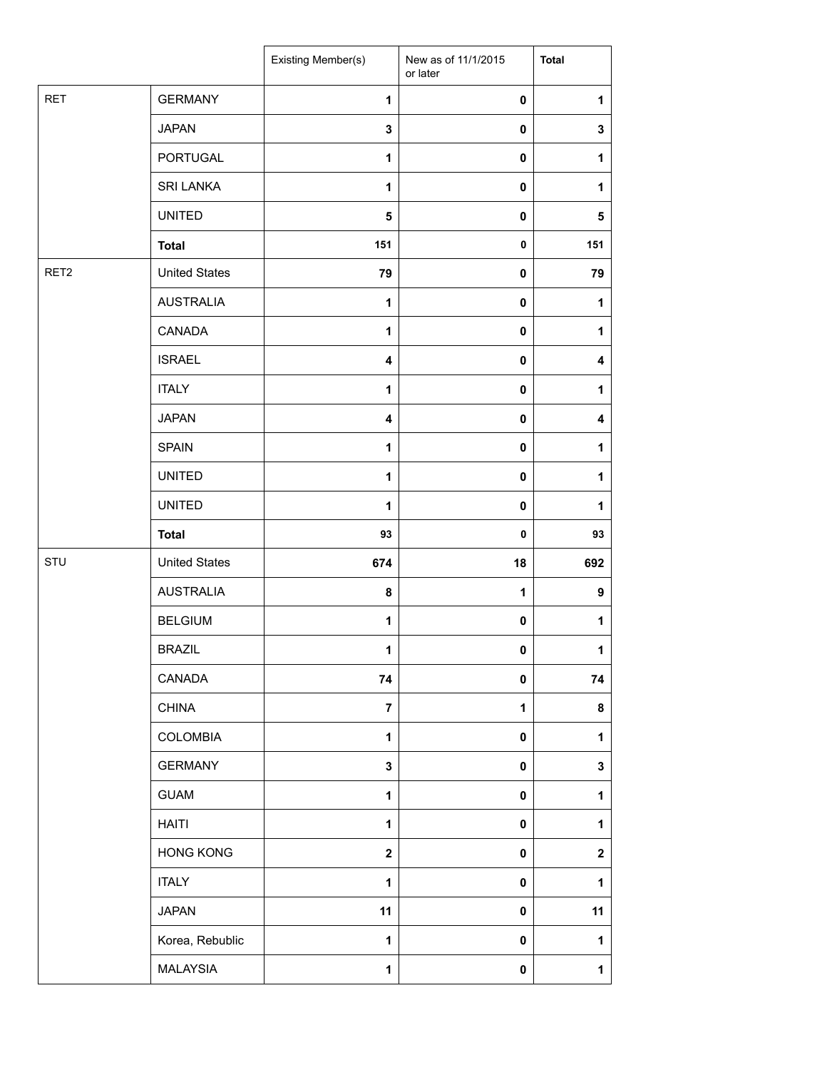| | | Existing Member(s) | New as of 11/1/2015 or later | Total |
|---|---|---|---|---|
| RET | GERMANY | 1 | 0 | 1 |
| | JAPAN | 3 | 0 | 3 |
| | PORTUGAL | 1 | 0 | 1 |
| | SRI LANKA | 1 | 0 | 1 |
| | UNITED | 5 | 0 | 5 |
| | **Total** | 151 | 0 | 151 |
| RET2 | United States | 79 | 0 | 79 |
| | AUSTRALIA | 1 | 0 | 1 |
| | CANADA | 1 | 0 | 1 |
| | ISRAEL | 4 | 0 | 4 |
| | ITALY | 1 | 0 | 1 |
| | JAPAN | 4 | 0 | 4 |
| | SPAIN | 1 | 0 | 1 |
| | UNITED | 1 | 0 | 1 |
| | UNITED | 1 | 0 | 1 |
| | **Total** | 93 | 0 | 93 |
| STU | United States | 674 | 18 | 692 |
| | AUSTRALIA | 8 | 1 | 9 |
| | BELGIUM | 1 | 0 | 1 |
| | BRAZIL | 1 | 0 | 1 |
| | CANADA | 74 | 0 | 74 |
| | CHINA | 7 | 1 | 8 |
| | COLOMBIA | 1 | 0 | 1 |
| | GERMANY | 3 | 0 | 3 |
| | GUAM | 1 | 0 | 1 |
| | HAITI | 1 | 0 | 1 |
| | HONG KONG | 2 | 0 | 2 |
| | ITALY | 1 | 0 | 1 |
| | JAPAN | 11 | 0 | 11 |
| | Korea, Rebublic | 1 | 0 | 1 |
| | MALAYSIA | 1 | 0 | 1 |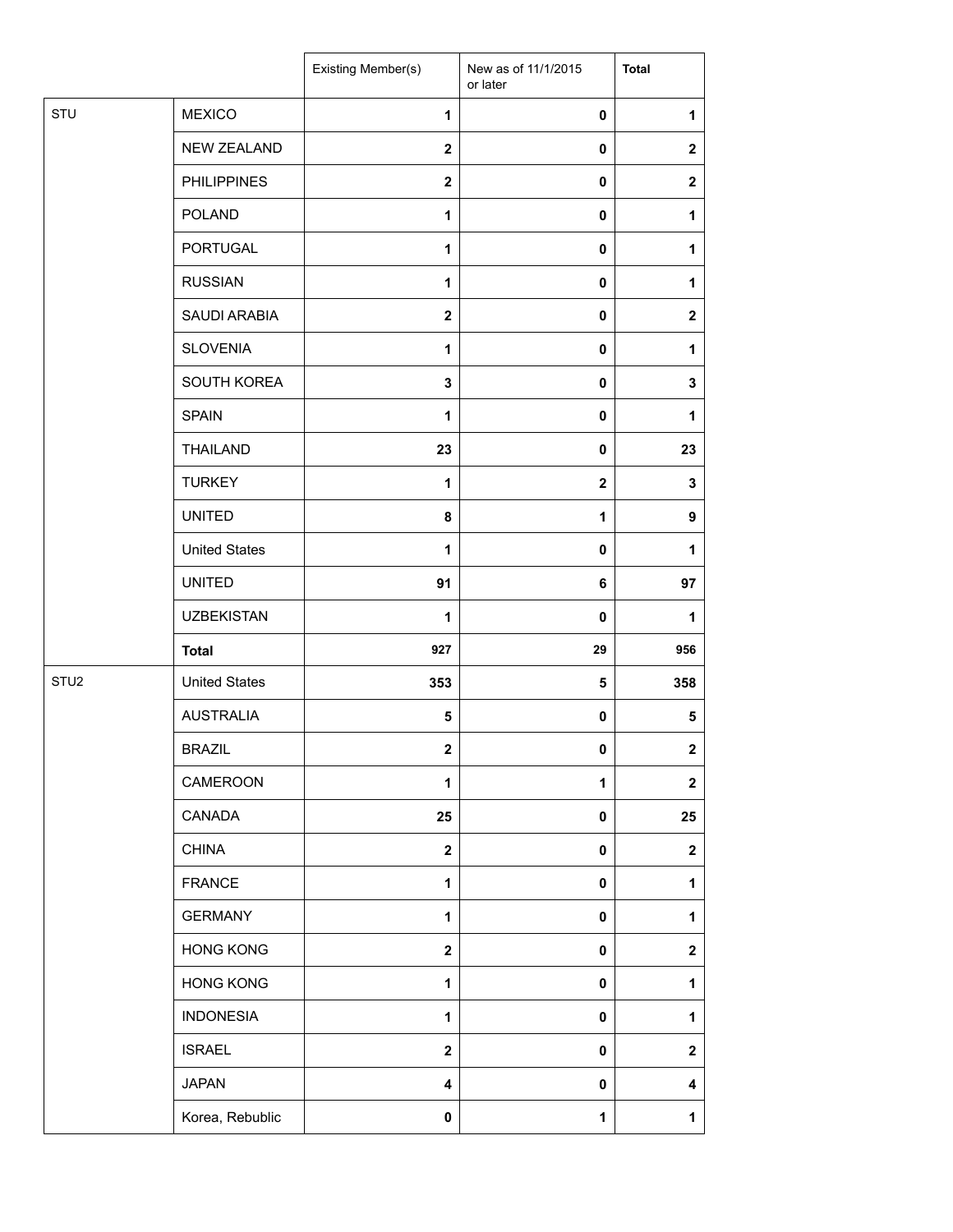| | | Existing Member(s) | New as of 11/1/2015 or later | Total |
|---|---|---|---|---|
| STU | MEXICO | 1 | 0 | 1 |
| | NEW ZEALAND | 2 | 0 | 2 |
| | PHILIPPINES | 2 | 0 | 2 |
| | POLAND | 1 | 0 | 1 |
| | PORTUGAL | 1 | 0 | 1 |
| | RUSSIAN | 1 | 0 | 1 |
| | SAUDI ARABIA | 2 | 0 | 2 |
| | SLOVENIA | 1 | 0 | 1 |
| | SOUTH KOREA | 3 | 0 | 3 |
| | SPAIN | 1 | 0 | 1 |
| | THAILAND | 23 | 0 | 23 |
| | TURKEY | 1 | 2 | 3 |
| | UNITED | 8 | 1 | 9 |
| | United States | 1 | 0 | 1 |
| | UNITED | 91 | 6 | 97 |
| | UZBEKISTAN | 1 | 0 | 1 |
| | **Total** | 927 | 29 | 956 |
| STU2 | United States | 353 | 5 | 358 |
| | AUSTRALIA | 5 | 0 | 5 |
| | BRAZIL | 2 | 0 | 2 |
| | CAMEROON | 1 | 1 | 2 |
| | CANADA | 25 | 0 | 25 |
| | CHINA | 2 | 0 | 2 |
| | FRANCE | 1 | 0 | 1 |
| | GERMANY | 1 | 0 | 1 |
| | HONG KONG | 2 | 0 | 2 |
| | HONG KONG | 1 | 0 | 1 |
| | INDONESIA | 1 | 0 | 1 |
| | ISRAEL | 2 | 0 | 2 |
| | JAPAN | 4 | 0 | 4 |
| | Korea, Rebublic | 0 | 1 | 1 |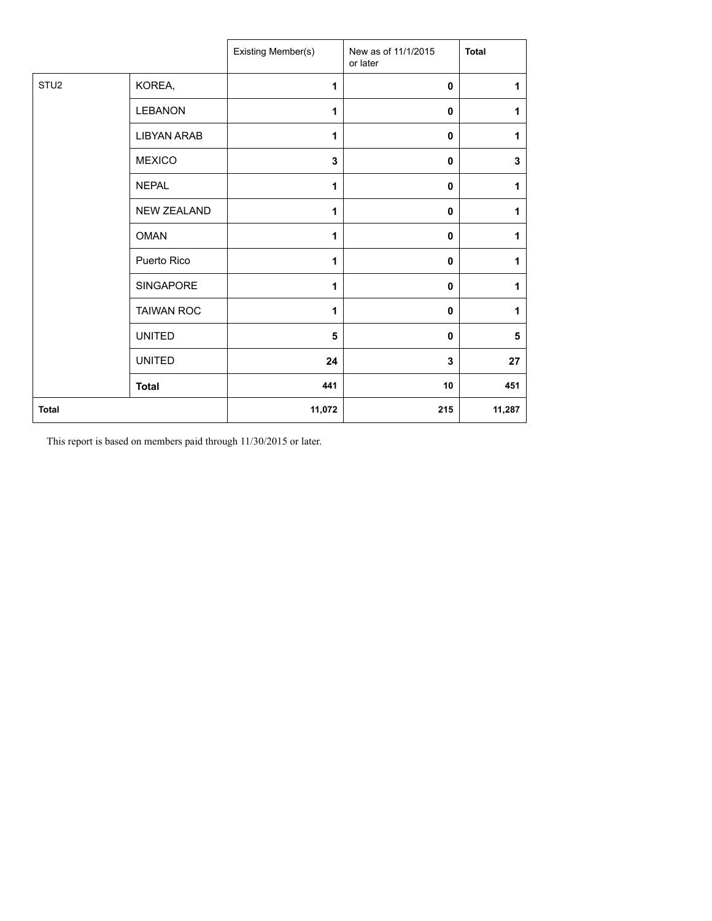| | | Existing Member(s) | New as of 11/1/2015 or later | Total |
|---|---|---|---|---|
| STU2 | KOREA, | **1** | **0** | **1** |
| | LEBANON | **1** | **0** | **1** |
| | LIBYAN ARAB | **1** | **0** | **1** |
| | MEXICO | **3** | **0** | **3** |
| | NEPAL | **1** | **0** | **1** |
| | NEW ZEALAND | **1** | **0** | **1** |
| | OMAN | **1** | **0** | **1** |
| | Puerto Rico | **1** | **0** | **1** |
| | SINGAPORE | **1** | **0** | **1** |
| | TAIWAN ROC | **1** | **0** | **1** |
| | UNITED | **5** | **0** | **5** |
| | UNITED | **24** | **3** | **27** |
| | **Total** | **441** | **10** | **451** |
| **Total** | | **11,072** | **215** | **11,287** |

This report is based on members paid through 11/30/2015 or later.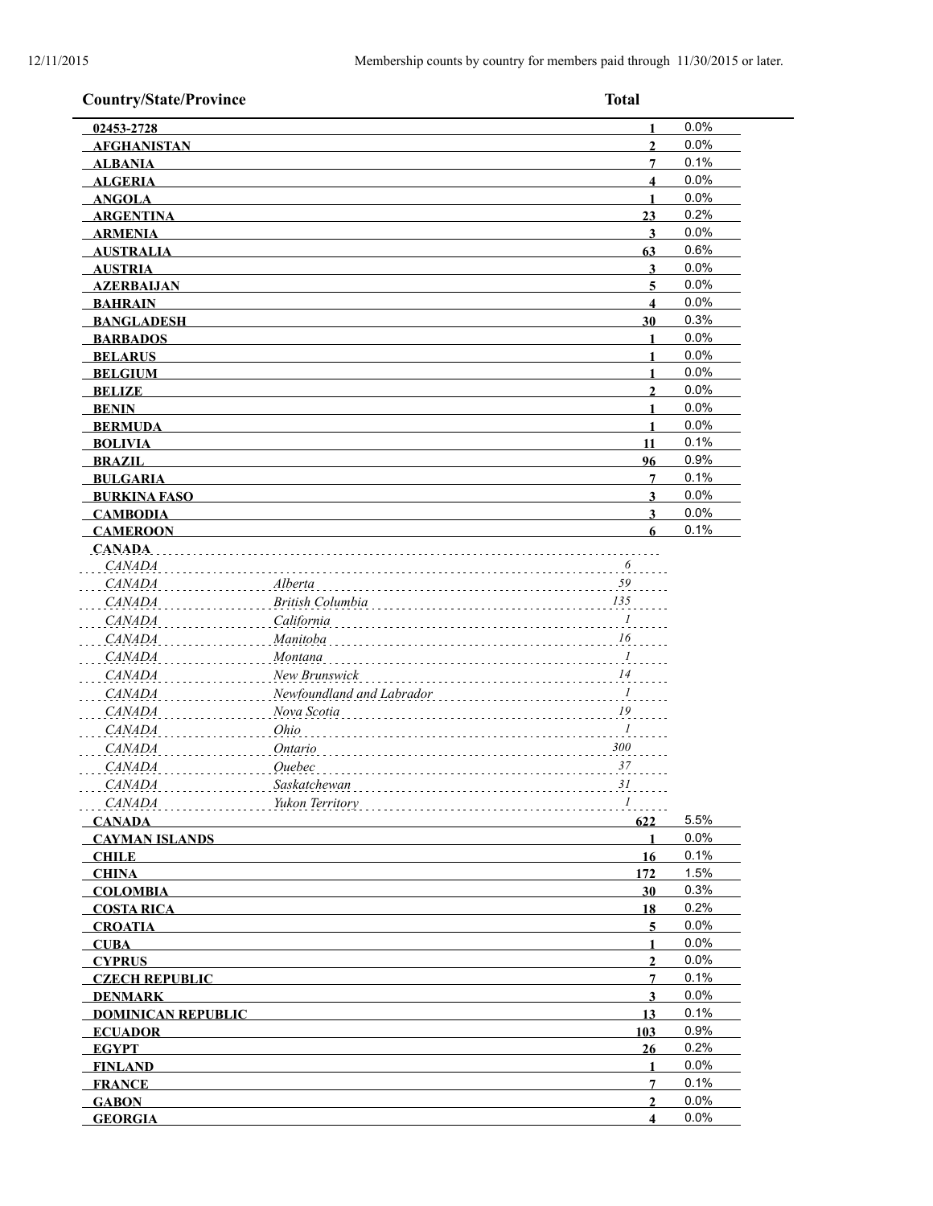12/11/2015 Membership counts by country for members paid through 11/30/2015 or later.

| Country/State/Province | | Total | |
|---|---|---|---|
| **02453-2728** | | **1** | 0.0% |
| **AFGHANISTAN** | | **2** | 0.0% |
| **ALBANIA** | | **7** | 0.1% |
| **ALGERIA** | | **4** | 0.0% |
| **ANGOLA** | | **1** | 0.0% |
| **ARGENTINA** | | **23** | 0.2% |
| **ARMENIA** | | **3** | 0.0% |
| **AUSTRALIA** | | **63** | 0.6% |
| **AUSTRIA** | | **3** | 0.0% |
| **AZERBAIJAN** | | **5** | 0.0% |
| **BAHRAIN** | | **4** | 0.0% |
| **BANGLADESH** | | **30** | 0.3% |
| **BARBADOS** | | **1** | 0.0% |
| **BELARUS** | | **1** | 0.0% |
| **BELGIUM** | | **1** | 0.0% |
| **BELIZE** | | **2** | 0.0% |
| **BENIN** | | **1** | 0.0% |
| **BERMUDA** | | **1** | 0.0% |
| **BOLIVIA** | | **11** | 0.1% |
| **BRAZIL** | | **96** | 0.9% |
| **BULGARIA** | | **7** | 0.1% |
| **BURKINA FASO** | | **3** | 0.0% |
| **CAMBODIA** | | **3** | 0.0% |
| **CAMEROON** | | **6** | 0.1% |
| **CANADA** | | | |
| *CANADA* | | *6* | |
| *CANADA* | *Alberta* | *59* | |
| *CANADA* | *British Columbia* | *135* | |
| *CANADA* | *California* | *1* | |
| *CANADA* | *Manitoba* | *16* | |
| *CANADA* | *Montana* | *1* | |
| *CANADA* | *New Brunswick* | *14* | |
| *CANADA* | *Newfoundland and Labrador* | *1* | |
| *CANADA* | *Nova Scotia* | *19* | |
| *CANADA* | *Ohio* | *1* | |
| *CANADA* | *Ontario* | *300* | |
| *CANADA* | *Quebec* | *37* | |
| *CANADA* | *Saskatchewan* | *31* | |
| *CANADA* | *Yukon Territory* | *1* | |
| **CANADA** | | **622** | 5.5% |
| **CAYMAN ISLANDS** | | **1** | 0.0% |
| **CHILE** | | **16** | 0.1% |
| **CHINA** | | **172** | 1.5% |
| **COLOMBIA** | | **30** | 0.3% |
| **COSTA RICA** | | **18** | 0.2% |
| **CROATIA** | | **5** | 0.0% |
| **CUBA** | | **1** | 0.0% |
| **CYPRUS** | | **2** | 0.0% |
| **CZECH REPUBLIC** | | **7** | 0.1% |
| **DENMARK** | | **3** | 0.0% |
| **DOMINICAN REPUBLIC** | | **13** | 0.1% |
| **ECUADOR** | | **103** | 0.9% |
| **EGYPT** | | **26** | 0.2% |
| **FINLAND** | | **1** | 0.0% |
| **FRANCE** | | **7** | 0.1% |
| **GABON** | | **2** | 0.0% |
| **GEORGIA** | | **4** | 0.0% |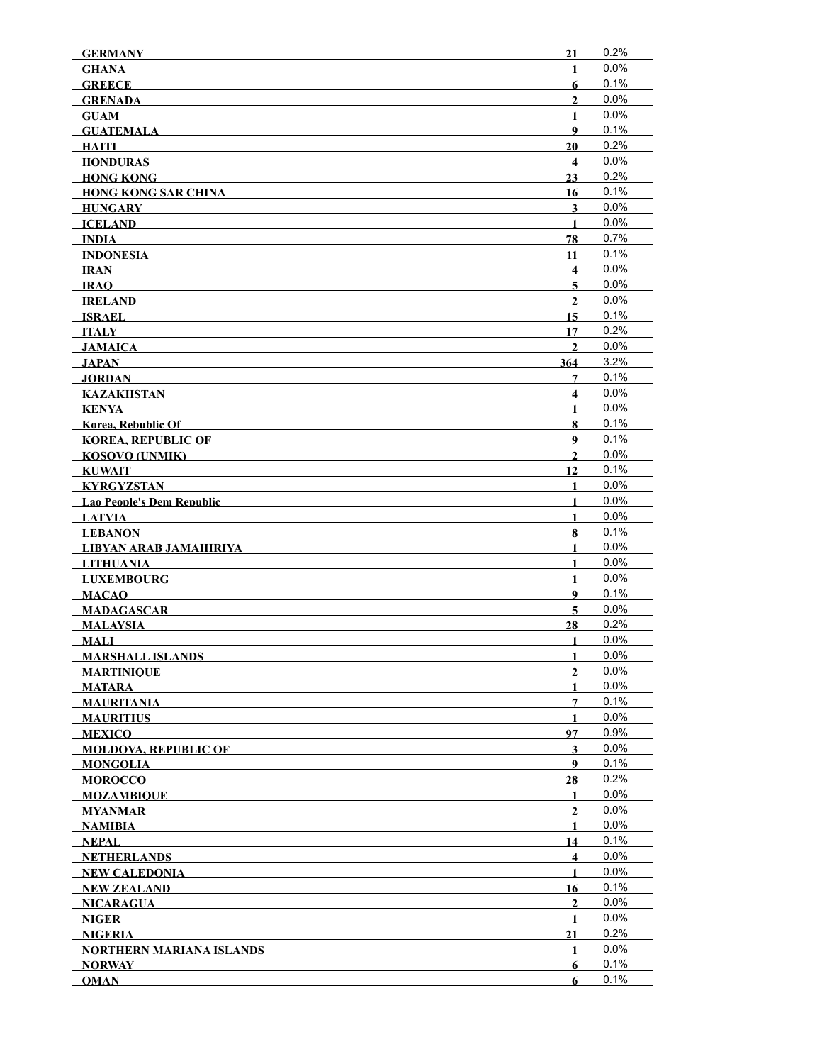| | | |
|---|---|---|
| **GERMANY** | **21** | 0.2% |
| **GHANA** | **1** | 0.0% |
| **GREECE** | **6** | 0.1% |
| **GRENADA** | **2** | 0.0% |
| **GUAM** | **1** | 0.0% |
| **GUATEMALA** | **9** | 0.1% |
| **HAITI** | **20** | 0.2% |
| **HONDURAS** | **4** | 0.0% |
| **HONG KONG** | **23** | 0.2% |
| **HONG KONG SAR CHINA** | **16** | 0.1% |
| **HUNGARY** | **3** | 0.0% |
| **ICELAND** | **1** | 0.0% |
| **INDIA** | **78** | 0.7% |
| **INDONESIA** | **11** | 0.1% |
| **IRAN** | **4** | 0.0% |
| **IRAQ** | **5** | 0.0% |
| **IRELAND** | **2** | 0.0% |
| **ISRAEL** | **15** | 0.1% |
| **ITALY** | **17** | 0.2% |
| **JAMAICA** | **2** | 0.0% |
| **JAPAN** | **364** | 3.2% |
| **JORDAN** | **7** | 0.1% |
| **KAZAKHSTAN** | **4** | 0.0% |
| **KENYA** | **1** | 0.0% |
| **Korea, Rebublic Of** | **8** | 0.1% |
| **KOREA, REPUBLIC OF** | **9** | 0.1% |
| **KOSOVO (UNMIK)** | **2** | 0.0% |
| **KUWAIT** | **12** | 0.1% |
| **KYRGYZSTAN** | **1** | 0.0% |
| **Lao People's Dem Republic** | **1** | 0.0% |
| **LATVIA** | **1** | 0.0% |
| **LEBANON** | **8** | 0.1% |
| **LIBYAN ARAB JAMAHIRIYA** | **1** | 0.0% |
| **LITHUANIA** | **1** | 0.0% |
| **LUXEMBOURG** | **1** | 0.0% |
| **MACAO** | **9** | 0.1% |
| **MADAGASCAR** | **5** | 0.0% |
| **MALAYSIA** | **28** | 0.2% |
| **MALI** | **1** | 0.0% |
| **MARSHALL ISLANDS** | **1** | 0.0% |
| **MARTINIQUE** | **2** | 0.0% |
| **MATARA** | **1** | 0.0% |
| **MAURITANIA** | **7** | 0.1% |
| **MAURITIUS** | **1** | 0.0% |
| **MEXICO** | **97** | 0.9% |
| **MOLDOVA, REPUBLIC OF** | **3** | 0.0% |
| **MONGOLIA** | **9** | 0.1% |
| **MOROCCO** | **28** | 0.2% |
| **MOZAMBIQUE** | **1** | 0.0% |
| **MYANMAR** | **2** | 0.0% |
| **NAMIBIA** | **1** | 0.0% |
| **NEPAL** | **14** | 0.1% |
| **NETHERLANDS** | **4** | 0.0% |
| **NEW CALEDONIA** | **1** | 0.0% |
| **NEW ZEALAND** | **16** | 0.1% |
| **NICARAGUA** | **2** | 0.0% |
| **NIGER** | **1** | 0.0% |
| **NIGERIA** | **21** | 0.2% |
| **NORTHERN MARIANA ISLANDS** | **1** | 0.0% |
| **NORWAY** | **6** | 0.1% |
| **OMAN** | **6** | 0.1% |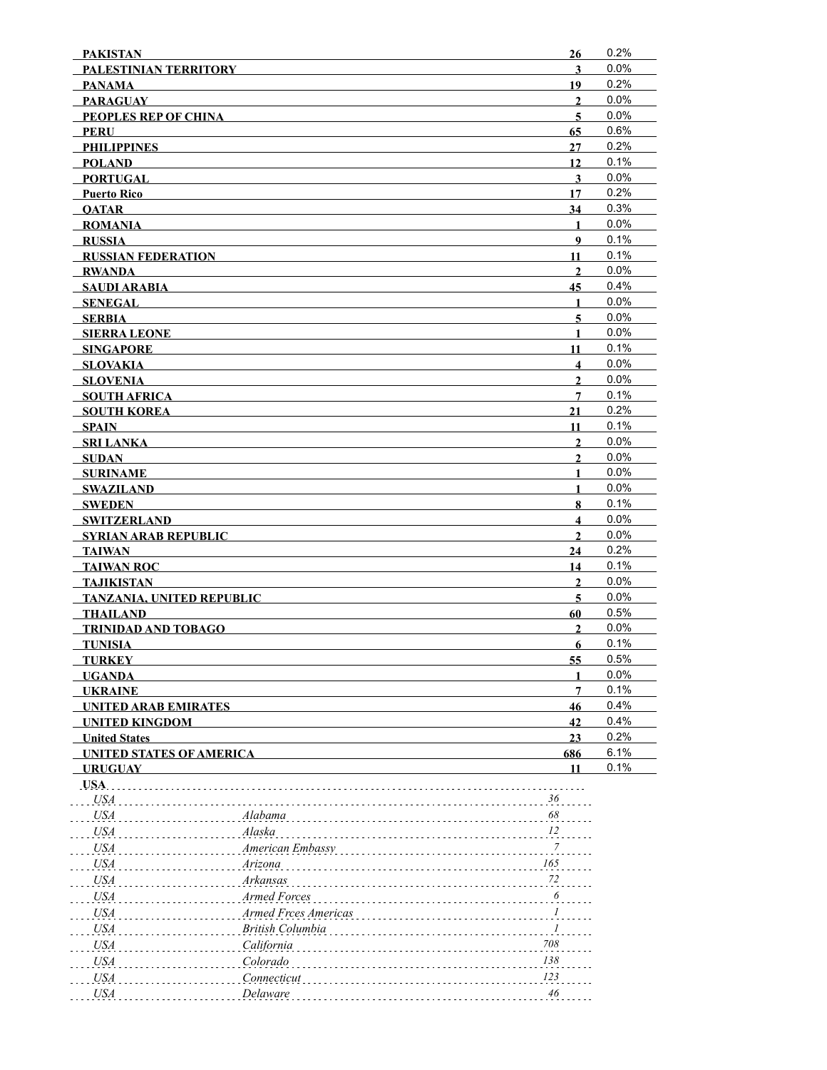| | | | |
|---|---|---|---|
| **PAKISTAN** | | **26** | 0.2% |
| **PALESTINIAN TERRITORY** | | **3** | 0.0% |
| **PANAMA** | | **19** | 0.2% |
| **PARAGUAY** | | **2** | 0.0% |
| **PEOPLES REP OF CHINA** | | **5** | 0.0% |
| **PERU** | | **65** | 0.6% |
| **PHILIPPINES** | | **27** | 0.2% |
| **POLAND** | | **12** | 0.1% |
| **PORTUGAL** | | **3** | 0.0% |
| **Puerto Rico** | | **17** | 0.2% |
| **QATAR** | | **34** | 0.3% |
| **ROMANIA** | | **1** | 0.0% |
| **RUSSIA** | | **9** | 0.1% |
| **RUSSIAN FEDERATION** | | **11** | 0.1% |
| **RWANDA** | | **2** | 0.0% |
| **SAUDI ARABIA** | | **45** | 0.4% |
| **SENEGAL** | | **1** | 0.0% |
| **SERBIA** | | **5** | 0.0% |
| **SIERRA LEONE** | | **1** | 0.0% |
| **SINGAPORE** | | **11** | 0.1% |
| **SLOVAKIA** | | **4** | 0.0% |
| **SLOVENIA** | | **2** | 0.0% |
| **SOUTH AFRICA** | | **7** | 0.1% |
| **SOUTH KOREA** | | **21** | 0.2% |
| **SPAIN** | | **11** | 0.1% |
| **SRI LANKA** | | **2** | 0.0% |
| **SUDAN** | | **2** | 0.0% |
| **SURINAME** | | **1** | 0.0% |
| **SWAZILAND** | | **1** | 0.0% |
| **SWEDEN** | | **8** | 0.1% |
| **SWITZERLAND** | | **4** | 0.0% |
| **SYRIAN ARAB REPUBLIC** | | **2** | 0.0% |
| **TAIWAN** | | **24** | 0.2% |
| **TAIWAN ROC** | | **14** | 0.1% |
| **TAJIKISTAN** | | **2** | 0.0% |
| **TANZANIA, UNITED REPUBLIC** | | **5** | 0.0% |
| **THAILAND** | | **60** | 0.5% |
| **TRINIDAD AND TOBAGO** | | **2** | 0.0% |
| **TUNISIA** | | **6** | 0.1% |
| **TURKEY** | | **55** | 0.5% |
| **UGANDA** | | **1** | 0.0% |
| **UKRAINE** | | **7** | 0.1% |
| **UNITED ARAB EMIRATES** | | **46** | 0.4% |
| **UNITED KINGDOM** | | **42** | 0.4% |
| **United States** | | **23** | 0.2% |
| **UNITED STATES OF AMERICA** | | **686** | 6.1% |
| **URUGUAY** | | **11** | 0.1% |
| **USA** | | | |
| *USA* | | *36* | |
| *USA* | *Alabama* | *68* | |
| *USA* | *Alaska* | *12* | |
| *USA* | *American Embassy* | *7* | |
| *USA* | *Arizona* | *165* | |
| *USA* | *Arkansas* | *72* | |
| *USA* | *Armed Forces* | *6* | |
| *USA* | *Armed Frces Americas* | *1* | |
| *USA* | *British Columbia* | *1* | |
| *USA* | *California* | *708* | |
| *USA* | *Colorado* | *138* | |
| *USA* | *Connecticut* | *123* | |
| *USA* | *Delaware* | *46* | |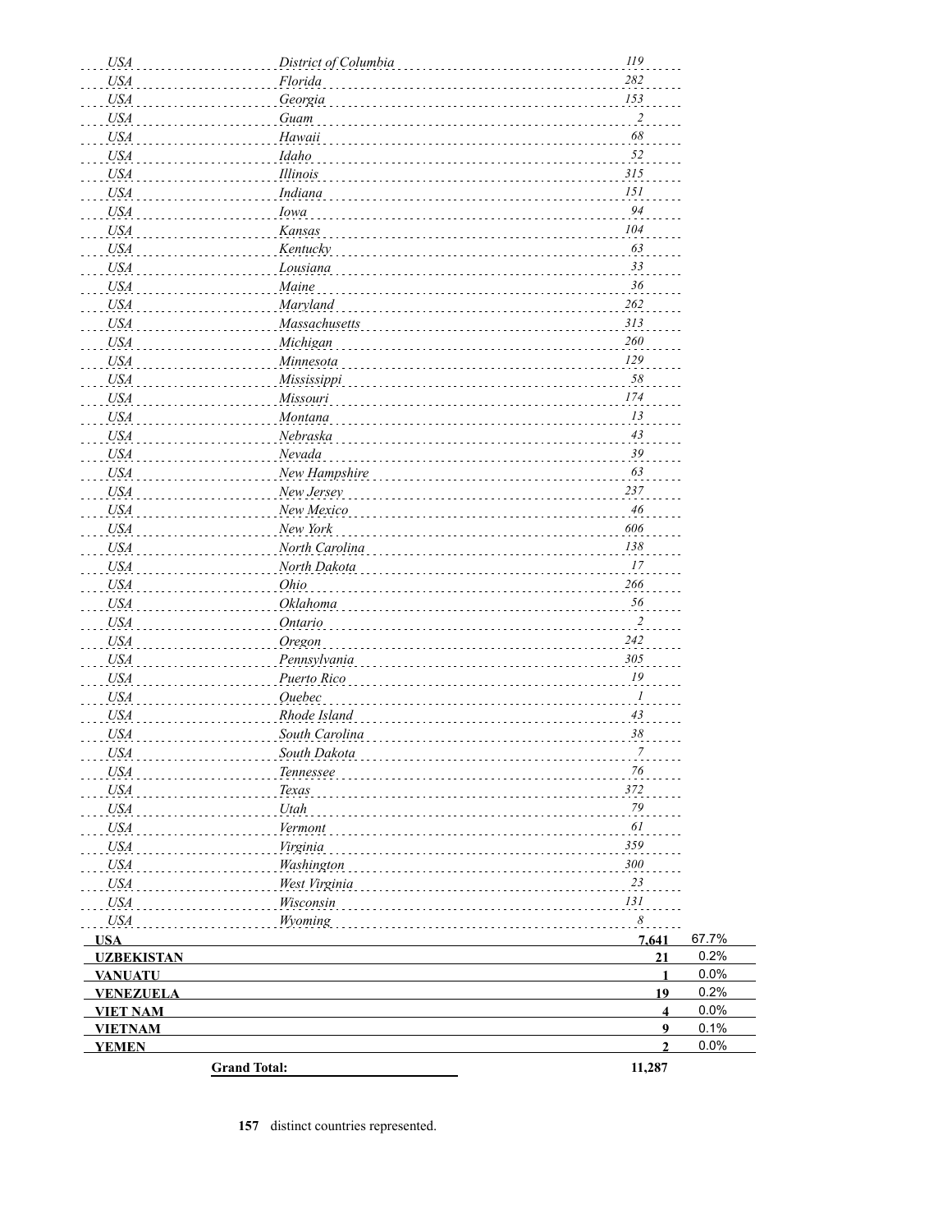| | | | |
|---|---|---|---|
| *USA* | *District of Columbia* | *119* | |
| *USA* | *Florida* | *282* | |
| *USA* | *Georgia* | *153* | |
| *USA* | *Guam* | *2* | |
| *USA* | *Hawaii* | *68* | |
| *USA* | *Idaho* | *52* | |
| *USA* | *Illinois* | *315* | |
| *USA* | *Indiana* | *151* | |
| *USA* | *Iowa* | *94* | |
| *USA* | *Kansas* | *104* | |
| *USA* | *Kentucky* | *63* | |
| *USA* | *Lousiana* | *33* | |
| *USA* | *Maine* | *36* | |
| *USA* | *Maryland* | *262* | |
| *USA* | *Massachusetts* | *313* | |
| *USA* | *Michigan* | *260* | |
| *USA* | *Minnesota* | *129* | |
| *USA* | *Mississippi* | *58* | |
| *USA* | *Missouri* | *174* | |
| *USA* | *Montana* | *13* | |
| *USA* | *Nebraska* | *43* | |
| *USA* | *Nevada* | *39* | |
| *USA* | *New Hampshire* | *63* | |
| *USA* | *New Jersey* | *237* | |
| *USA* | *New Mexico* | *46* | |
| *USA* | *New York* | *606* | |
| *USA* | *North Carolina* | *138* | |
| *USA* | *North Dakota* | *17* | |
| *USA* | *Ohio* | *266* | |
| *USA* | *Oklahoma* | *56* | |
| *USA* | *Ontario* | *2* | |
| *USA* | *Oregon* | *242* | |
| *USA* | *Pennsylvania* | *305* | |
| *USA* | *Puerto Rico* | *19* | |
| *USA* | *Quebec* | *1* | |
| *USA* | *Rhode Island* | *43* | |
| *USA* | *South Carolina* | *38* | |
| *USA* | *South Dakota* | *7* | |
| *USA* | *Tennessee* | *76* | |
| *USA* | *Texas* | *372* | |
| *USA* | *Utah* | *79* | |
| *USA* | *Vermont* | *61* | |
| *USA* | *Virginia* | *359* | |
| *USA* | *Washington* | *300* | |
| *USA* | *West Virginia* | *23* | |
| *USA* | *Wisconsin* | *131* | |
| *USA* | *Wyoming* | *8* | |
| **USA** | | **7,641** | 67.7% |
| **UZBEKISTAN** | | **21** | 0.2% |
| **VANUATU** | | **1** | 0.0% |
| **VENEZUELA** | | **19** | 0.2% |
| **VIET NAM** | | **4** | 0.0% |
| **VIETNAM** | | **9** | 0.1% |
| **YEMEN** | | **2** | 0.0% |
| | **Grand Total:** | **11,287** | |

**157** distinct countries represented.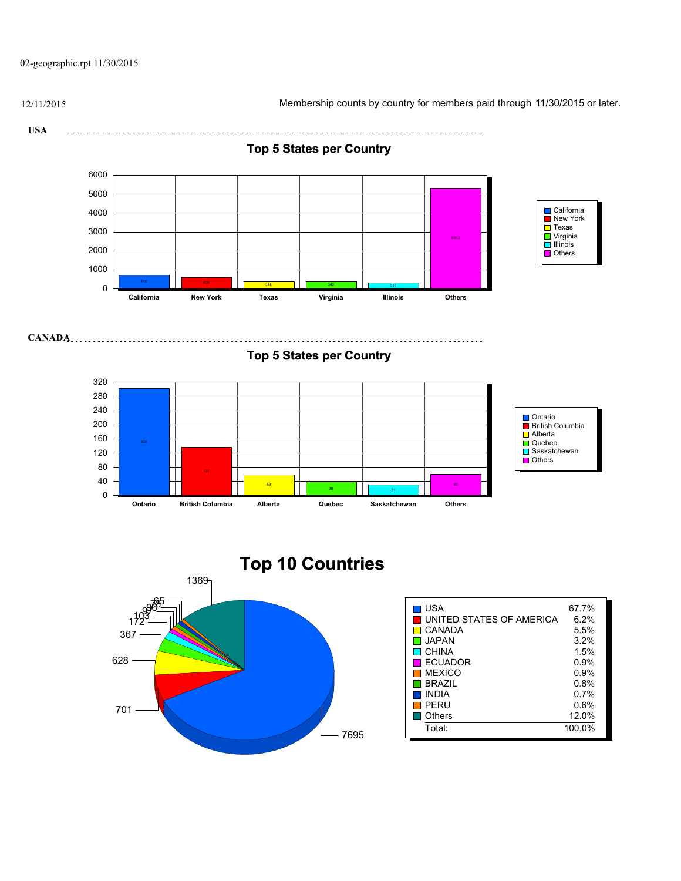02-geographic.rpt 11/30/2015

12/11/2015

Membership counts by country for members paid through 11/30/2015 or later.

**USA**

## Top 5 States per Country

| State | Count |
|---|---|
| California | 718 |
| New York | 609 |
| Texas | 375 |
| Virginia | 362 |
| Illinois | 318 |
| Others | 5313 |

**CANADA**

## Top 5 States per Country

| State | Count |
|---|---|
| Ontario | 303 |
| British Columbia | 137 |
| Alberta | 59 |
| Quebec | 38 |
| Saskatchewan | 31 |
| Others | 60 |

# Top 10 Countries

| Country | Count | Percent |
|---|---|---|
| USA | 7695 | 67.7% |
| UNITED STATES OF AMERICA | 701 | 6.2% |
| CANADA | 628 | 5.5% |
| JAPAN | 367 | 3.2% |
| CHINA | 172 | 1.5% |
| ECUADOR | 103 | 0.9% |
| MEXICO | 97 | 0.9% |
| BRAZIL | 96 | 0.8% |
| INDIA | 78 | 0.7% |
| PERU | 65 | 0.6% |
| Others | 1369 | 12.0% |
| Total: | | 100.0% |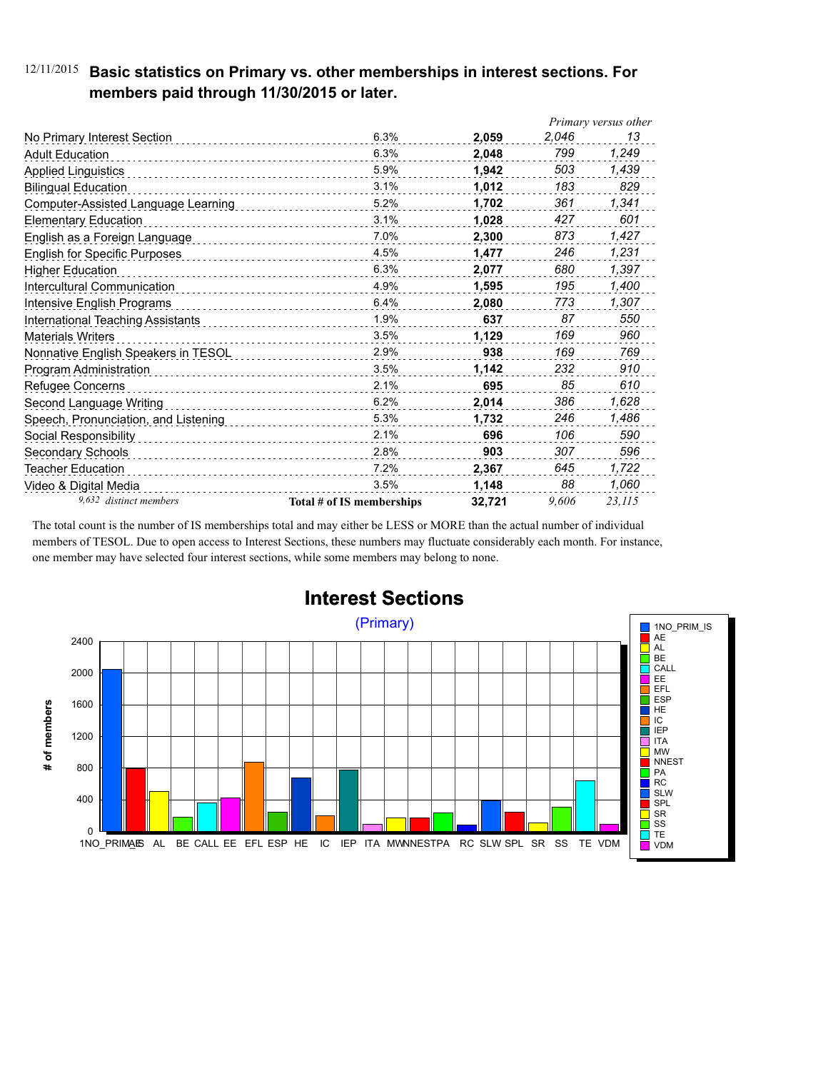12/11/2015 **Basic statistics on Primary vs. other memberships in interest sections. For members paid through 11/30/2015 or later.**

| | | | *Primary versus other* | |
|---|---|---|---|---|
| No Primary Interest Section | 6.3% | **2,059** | *2,046* | *13* |
| Adult Education | 6.3% | **2,048** | *799* | *1,249* |
| Applied Linguistics | 5.9% | **1,942** | *503* | *1,439* |
| Bilingual Education | 3.1% | **1,012** | *183* | *829* |
| Computer-Assisted Language Learning | 5.2% | **1,702** | *361* | *1,341* |
| Elementary Education | 3.1% | **1,028** | *427* | *601* |
| English as a Foreign Language | 7.0% | **2,300** | *873* | *1,427* |
| English for Specific Purposes | 4.5% | **1,477** | *246* | *1,231* |
| Higher Education | 6.3% | **2,077** | *680* | *1,397* |
| Intercultural Communication | 4.9% | **1,595** | *195* | *1,400* |
| Intensive English Programs | 6.4% | **2,080** | *773* | *1,307* |
| International Teaching Assistants | 1.9% | **637** | *87* | *550* |
| Materials Writers | 3.5% | **1,129** | *169* | *960* |
| Nonnative English Speakers in TESOL | 2.9% | **938** | *169* | *769* |
| Program Administration | 3.5% | **1,142** | *232* | *910* |
| Refugee Concerns | 2.1% | **695** | *85* | *610* |
| Second Language Writing | 6.2% | **2,014** | *386* | *1,628* |
| Speech, Pronunciation, and Listening | 5.3% | **1,732** | *246* | *1,486* |
| Social Responsibility | 2.1% | **696** | *106* | *590* |
| Secondary Schools | 2.8% | **903** | *307* | *596* |
| Teacher Education | 7.2% | **2,367** | *645* | *1,722* |
| Video & Digital Media | 3.5% | **1,148** | *88* | *1,060* |
| *9,632 distinct members* | **Total # of IS memberships** | **32,721** | *9,606* | *23,115* |

The total count is the number of IS memberships total and may either be LESS or MORE than the actual number of individual members of TESOL. Due to open access to Interest Sections, these numbers may fluctuate considerably each month. For instance, one member may have selected four interest sections, while some members may belong to none.

## Interest Sections

(Primary)

| Interest Section | # of members |
|---|---|
| 1NO_PRIM_IS | 2,046 |
| AE | 799 |
| AL | 503 |
| BE | 183 |
| CALL | 361 |
| EE | 427 |
| EFL | 873 |
| ESP | 246 |
| HE | 680 |
| IC | 195 |
| IEP | 773 |
| ITA | 87 |
| MW | 169 |
| NNEST | 169 |
| PA | 232 |
| RC | 85 |
| SLW | 386 |
| SPL | 246 |
| SR | 106 |
| SS | 307 |
| TE | 645 |
| VDM | 88 |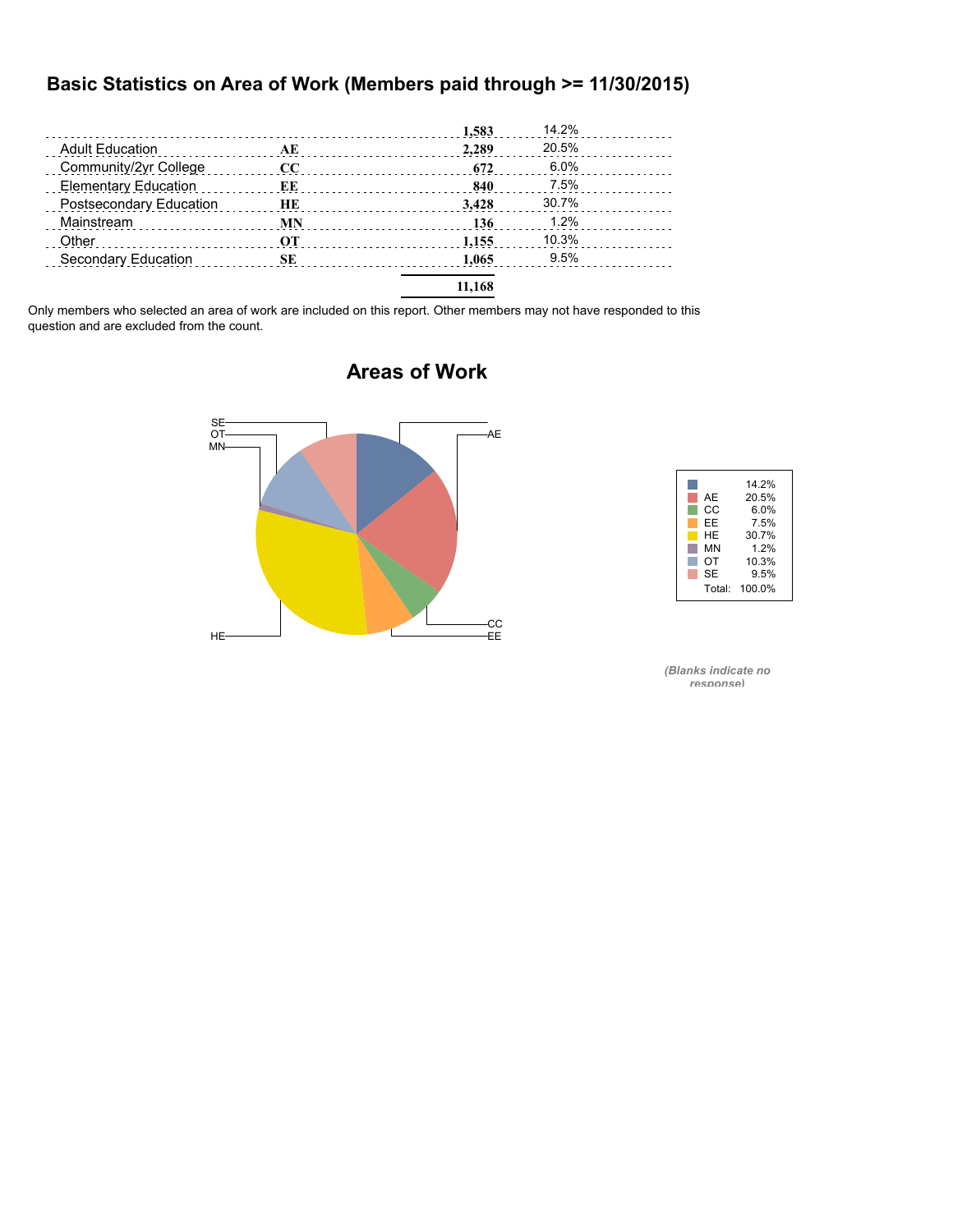# Basic Statistics on Area of Work (Members paid through >= 11/30/2015)

| Area of Work | Code | Count | Percent |
|---|---|---|---|
| | | 1,583 | 14.2% |
| Adult Education | AE | 2,289 | 20.5% |
| Community/2yr College | CC | 672 | 6.0% |
| Elementary Education | EE | 840 | 7.5% |
| Postsecondary Education | HE | 3,428 | 30.7% |
| Mainstream | MN | 136 | 1.2% |
| Other | OT | 1,155 | 10.3% |
| Secondary Education | SE | 1,065 | 9.5% |
| | | 11,168 | |

Only members who selected an area of work are included on this report. Other members may not have responded to this question and are excluded from the count.

## Areas of Work

| | Percent |
|---|---|
| | 14.2% |
| AE | 20.5% |
| CC | 6.0% |
| EE | 7.5% |
| HE | 30.7% |
| MN | 1.2% |
| OT | 10.3% |
| SE | 9.5% |
| Total: | 100.0% |

*(Blanks indicate no response)*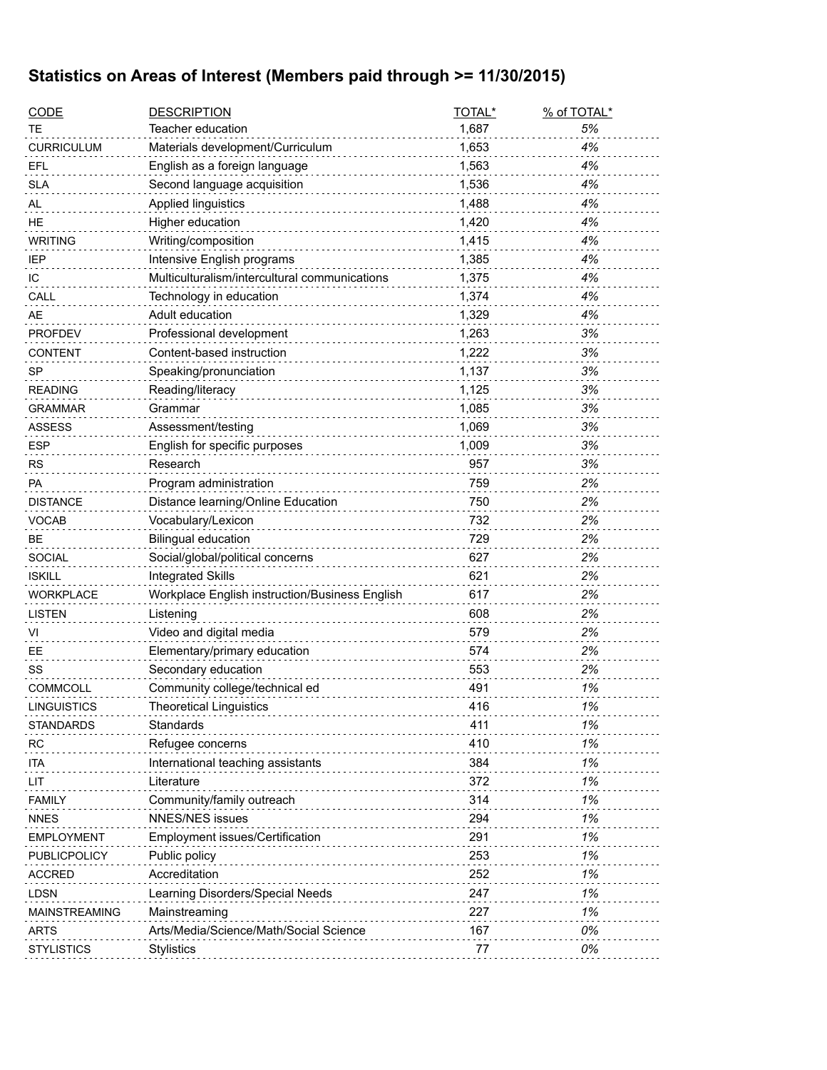## Statistics on Areas of Interest (Members paid through >= 11/30/2015)

| CODE | DESCRIPTION | TOTAL* | % of TOTAL* |
|---|---|---|---|
| TE | Teacher education | 1,687 | *5%* |
| CURRICULUM | Materials development/Curriculum | 1,653 | *4%* |
| EFL | English as a foreign language | 1,563 | *4%* |
| SLA | Second language acquisition | 1,536 | *4%* |
| AL | Applied linguistics | 1,488 | *4%* |
| HE | Higher education | 1,420 | *4%* |
| WRITING | Writing/composition | 1,415 | *4%* |
| IEP | Intensive English programs | 1,385 | *4%* |
| IC | Multiculturalism/intercultural communications | 1,375 | *4%* |
| CALL | Technology in education | 1,374 | *4%* |
| AE | Adult education | 1,329 | *4%* |
| PROFDEV | Professional development | 1,263 | *3%* |
| CONTENT | Content-based instruction | 1,222 | *3%* |
| SP | Speaking/pronunciation | 1,137 | *3%* |
| READING | Reading/literacy | 1,125 | *3%* |
| GRAMMAR | Grammar | 1,085 | *3%* |
| ASSESS | Assessment/testing | 1,069 | *3%* |
| ESP | English for specific purposes | 1,009 | *3%* |
| RS | Research | 957 | *3%* |
| PA | Program administration | 759 | *2%* |
| DISTANCE | Distance learning/Online Education | 750 | *2%* |
| VOCAB | Vocabulary/Lexicon | 732 | *2%* |
| BE | Bilingual education | 729 | *2%* |
| SOCIAL | Social/global/political concerns | 627 | *2%* |
| ISKILL | Integrated Skills | 621 | *2%* |
| WORKPLACE | Workplace English instruction/Business English | 617 | *2%* |
| LISTEN | Listening | 608 | *2%* |
| VI | Video and digital media | 579 | *2%* |
| EE | Elementary/primary education | 574 | *2%* |
| SS | Secondary education | 553 | *2%* |
| COMMCOLL | Community college/technical ed | 491 | *1%* |
| LINGUISTICS | Theoretical Linguistics | 416 | *1%* |
| STANDARDS | Standards | 411 | *1%* |
| RC | Refugee concerns | 410 | *1%* |
| ITA | International teaching assistants | 384 | *1%* |
| LIT | Literature | 372 | *1%* |
| FAMILY | Community/family outreach | 314 | *1%* |
| NNES | NNES/NES issues | 294 | *1%* |
| EMPLOYMENT | Employment issues/Certification | 291 | *1%* |
| PUBLICPOLICY | Public policy | 253 | *1%* |
| ACCRED | Accreditation | 252 | *1%* |
| LDSN | Learning Disorders/Special Needs | 247 | *1%* |
| MAINSTREAMING | Mainstreaming | 227 | *1%* |
| ARTS | Arts/Media/Science/Math/Social Science | 167 | *0%* |
| STYLISTICS | Stylistics | 77 | *0%* |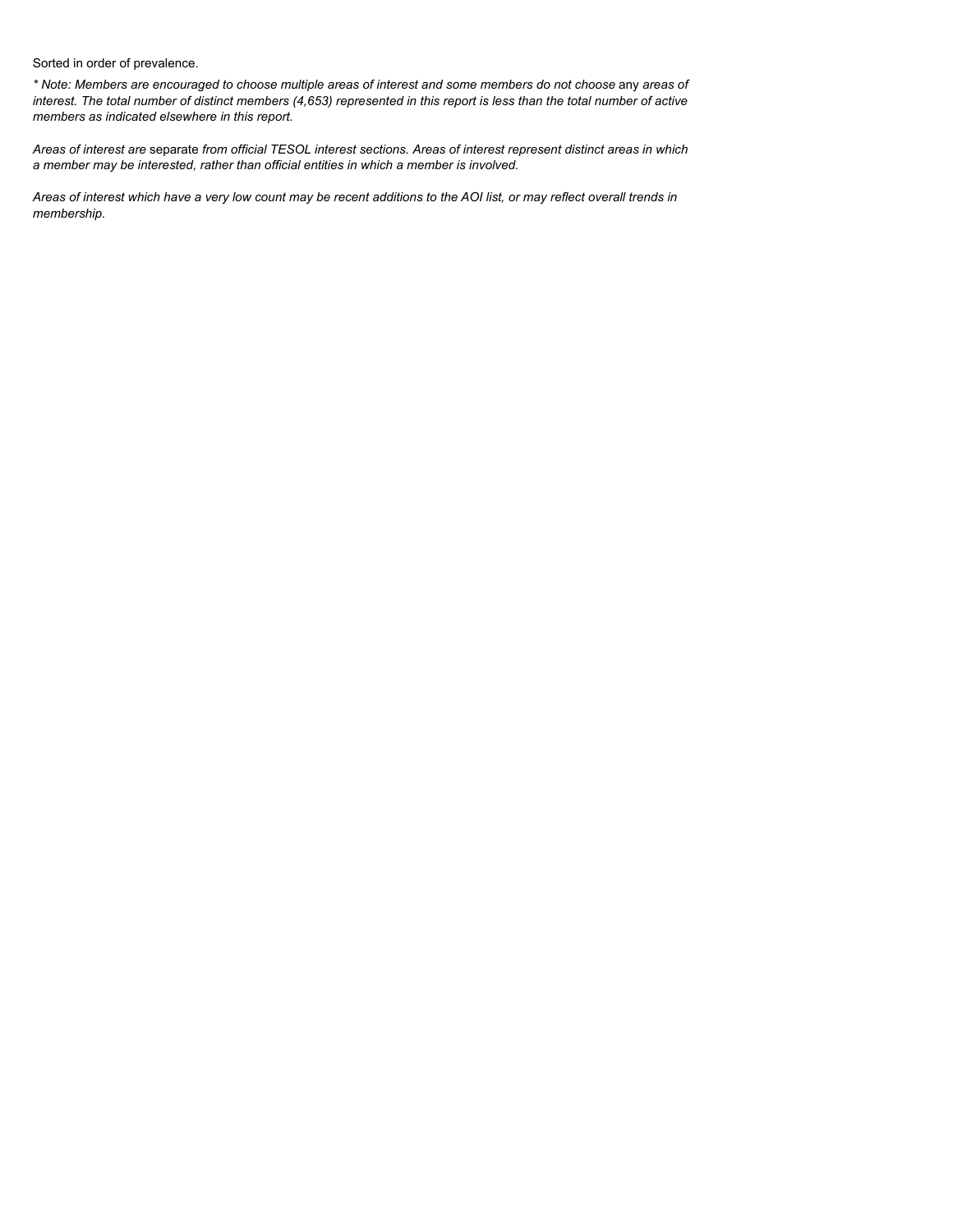Sorted in order of prevalence.

*\* Note: Members are encouraged to choose multiple areas of interest and some members do not choose* any *areas of interest. The total number of distinct members (4,653) represented in this report is less than the total number of active members as indicated elsewhere in this report.*

*Areas of interest are* separate *from official TESOL interest sections. Areas of interest represent distinct areas in which a member may be interested, rather than official entities in which a member is involved.*

*Areas of interest which have a very low count may be recent additions to the AOI list, or may reflect overall trends in membership.*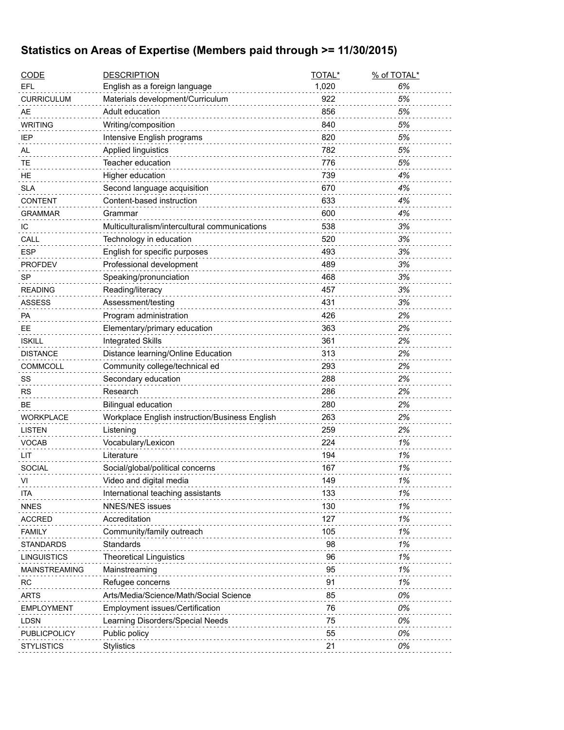## Statistics on Areas of Expertise (Members paid through >= 11/30/2015)

| CODE | DESCRIPTION | TOTAL* | % of TOTAL* |
|---|---|---|---|
| EFL | English as a foreign language | 1,020 | *6%* |
| CURRICULUM | Materials development/Curriculum | 922 | *5%* |
| AE | Adult education | 856 | *5%* |
| WRITING | Writing/composition | 840 | *5%* |
| IEP | Intensive English programs | 820 | *5%* |
| AL | Applied linguistics | 782 | *5%* |
| TE | Teacher education | 776 | *5%* |
| HE | Higher education | 739 | *4%* |
| SLA | Second language acquisition | 670 | *4%* |
| CONTENT | Content-based instruction | 633 | *4%* |
| GRAMMAR | Grammar | 600 | *4%* |
| IC | Multiculturalism/intercultural communications | 538 | *3%* |
| CALL | Technology in education | 520 | *3%* |
| ESP | English for specific purposes | 493 | *3%* |
| PROFDEV | Professional development | 489 | *3%* |
| SP | Speaking/pronunciation | 468 | *3%* |
| READING | Reading/literacy | 457 | *3%* |
| ASSESS | Assessment/testing | 431 | *3%* |
| PA | Program administration | 426 | *2%* |
| EE | Elementary/primary education | 363 | *2%* |
| ISKILL | Integrated Skills | 361 | *2%* |
| DISTANCE | Distance learning/Online Education | 313 | *2%* |
| COMMCOLL | Community college/technical ed | 293 | *2%* |
| SS | Secondary education | 288 | *2%* |
| RS | Research | 286 | *2%* |
| BE | Bilingual education | 280 | *2%* |
| WORKPLACE | Workplace English instruction/Business English | 263 | *2%* |
| LISTEN | Listening | 259 | *2%* |
| VOCAB | Vocabulary/Lexicon | 224 | *1%* |
| LIT | Literature | 194 | *1%* |
| SOCIAL | Social/global/political concerns | 167 | *1%* |
| VI | Video and digital media | 149 | *1%* |
| ITA | International teaching assistants | 133 | *1%* |
| NNES | NNES/NES issues | 130 | *1%* |
| ACCRED | Accreditation | 127 | *1%* |
| FAMILY | Community/family outreach | 105 | *1%* |
| STANDARDS | Standards | 98 | *1%* |
| LINGUISTICS | Theoretical Linguistics | 96 | *1%* |
| MAINSTREAMING | Mainstreaming | 95 | *1%* |
| RC | Refugee concerns | 91 | *1%* |
| ARTS | Arts/Media/Science/Math/Social Science | 85 | *0%* |
| EMPLOYMENT | Employment issues/Certification | 76 | *0%* |
| LDSN | Learning Disorders/Special Needs | 75 | *0%* |
| PUBLICPOLICY | Public policy | 55 | *0%* |
| STYLISTICS | Stylistics | 21 | *0%* |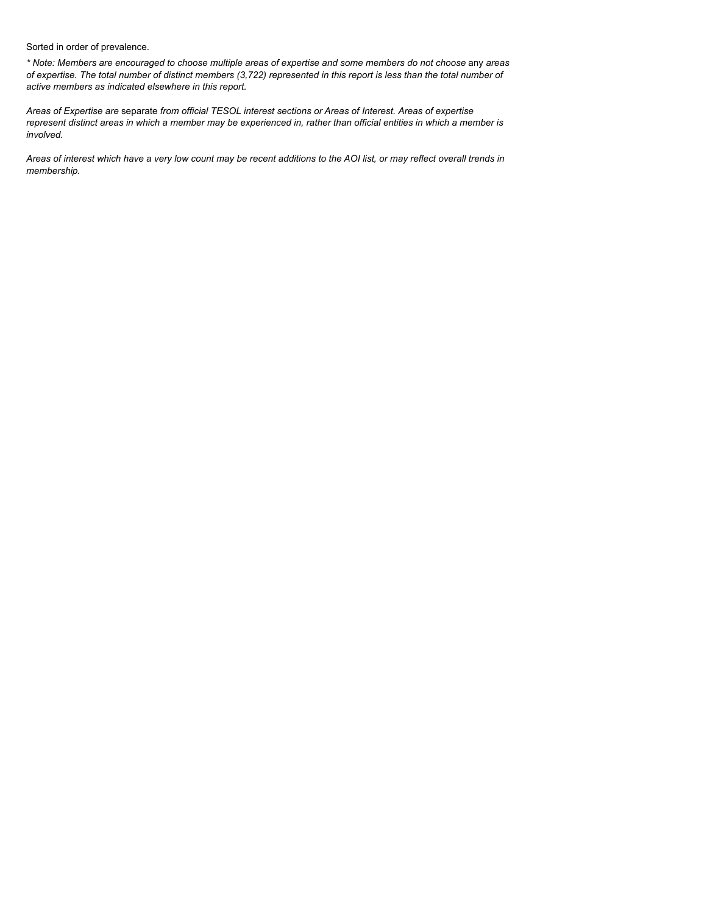Sorted in order of prevalence.

*\* Note: Members are encouraged to choose multiple areas of expertise and some members do not choose* any *areas of expertise. The total number of distinct members (3,722) represented in this report is less than the total number of active members as indicated elsewhere in this report.*

*Areas of Expertise are* separate *from official TESOL interest sections or Areas of Interest. Areas of expertise represent distinct areas in which a member may be experienced in, rather than official entities in which a member is involved.*

*Areas of interest which have a very low count may be recent additions to the AOI list, or may reflect overall trends in membership.*